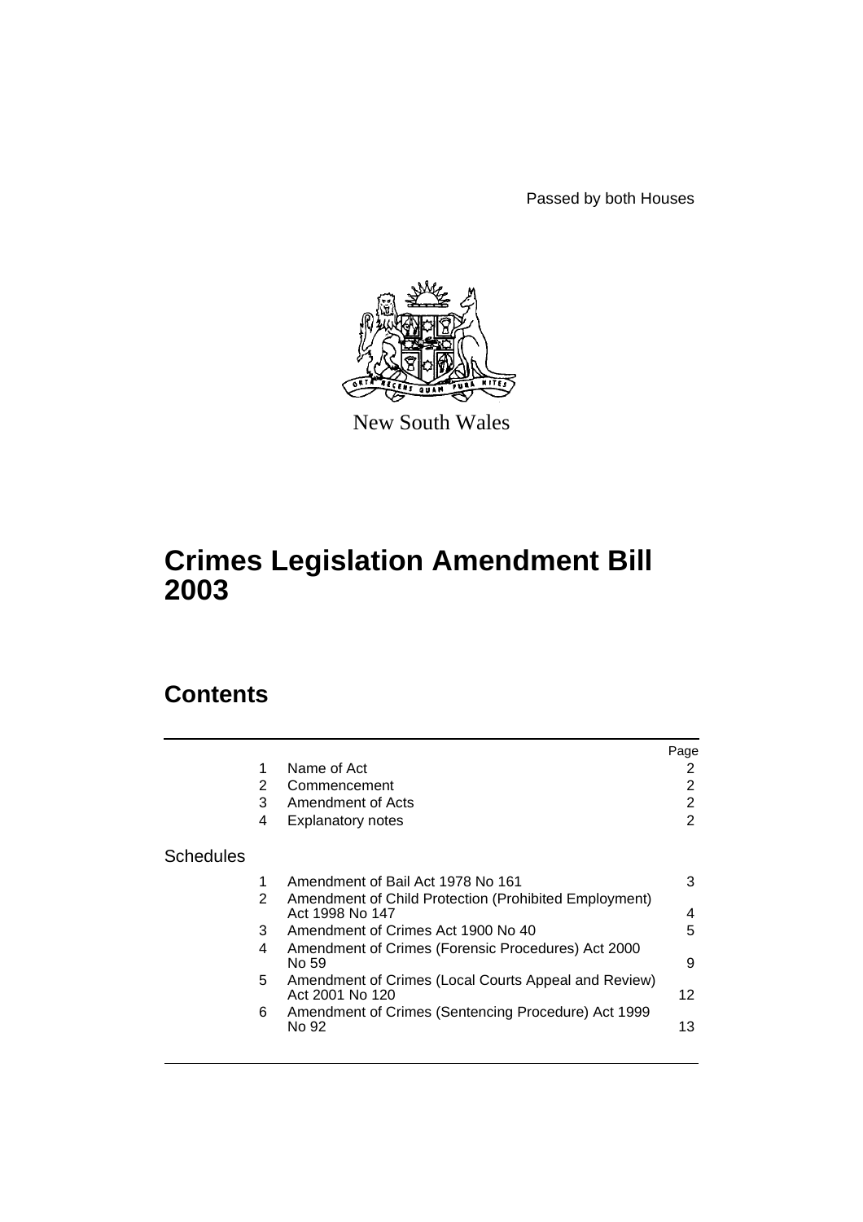Passed by both Houses

New South Wales

# Crimes Legislation Amendment Bill 2003

## Contents

| | | | Page |
|---|---|---|---|
| | 1 | Name of Act | 2 |
| | 2 | Commencement | 2 |
| | 3 | Amendment of Acts | 2 |
| | 4 | Explanatory notes | 2 |
| Schedules | | | |
| | 1 | Amendment of Bail Act 1978 No 161 | 3 |
| | 2 | Amendment of Child Protection (Prohibited Employment) Act 1998 No 147 | 4 |
| | 3 | Amendment of Crimes Act 1900 No 40 | 5 |
| | 4 | Amendment of Crimes (Forensic Procedures) Act 2000 No 59 | 9 |
| | 5 | Amendment of Crimes (Local Courts Appeal and Review) Act 2001 No 120 | 12 |
| | 6 | Amendment of Crimes (Sentencing Procedure) Act 1999 No 92 | 13 |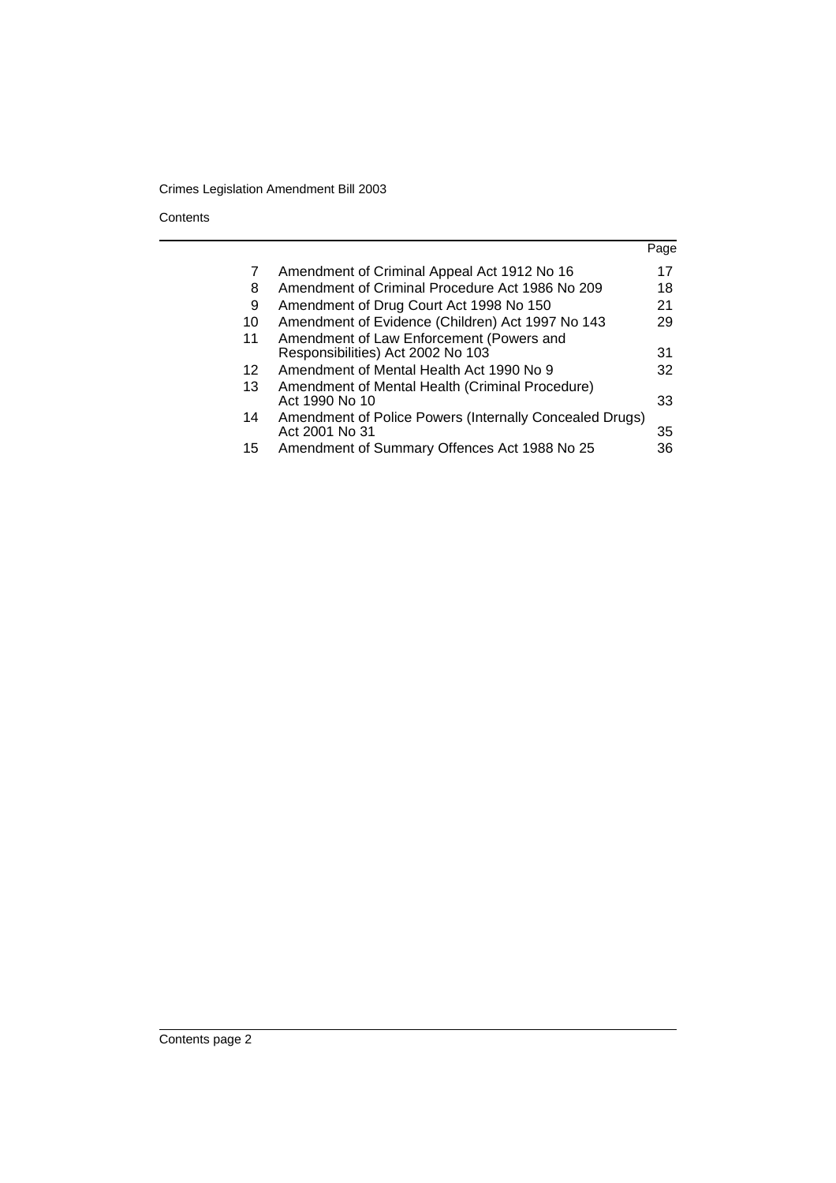| | | Page |
|---|---|---|
| 7 | Amendment of Criminal Appeal Act 1912 No 16 | 17 |
| 8 | Amendment of Criminal Procedure Act 1986 No 209 | 18 |
| 9 | Amendment of Drug Court Act 1998 No 150 | 21 |
| 10 | Amendment of Evidence (Children) Act 1997 No 143 | 29 |
| 11 | Amendment of Law Enforcement (Powers and Responsibilities) Act 2002 No 103 | 31 |
| 12 | Amendment of Mental Health Act 1990 No 9 | 32 |
| 13 | Amendment of Mental Health (Criminal Procedure) Act 1990 No 10 | 33 |
| 14 | Amendment of Police Powers (Internally Concealed Drugs) Act 2001 No 31 | 35 |
| 15 | Amendment of Summary Offences Act 1988 No 25 | 36 |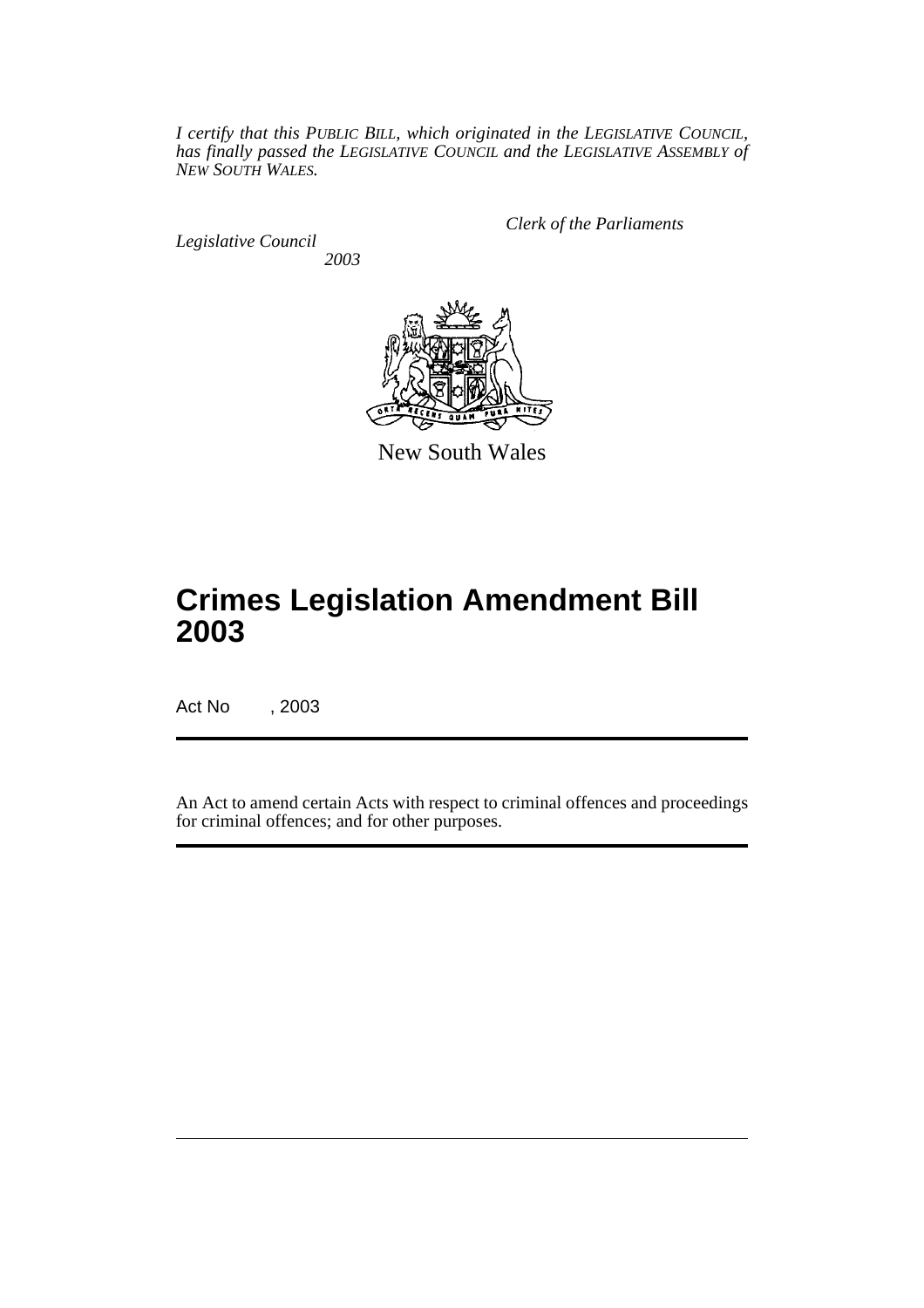*I certify that this PUBLIC BILL, which originated in the LEGISLATIVE COUNCIL, has finally passed the LEGISLATIVE COUNCIL and the LEGISLATIVE ASSEMBLY of NEW SOUTH WALES.*

*Clerk of the Parliaments*

*Legislative Council*

*2003*

New South Wales

# Crimes Legislation Amendment Bill 2003

Act No , 2003

An Act to amend certain Acts with respect to criminal offences and proceedings for criminal offences; and for other purposes.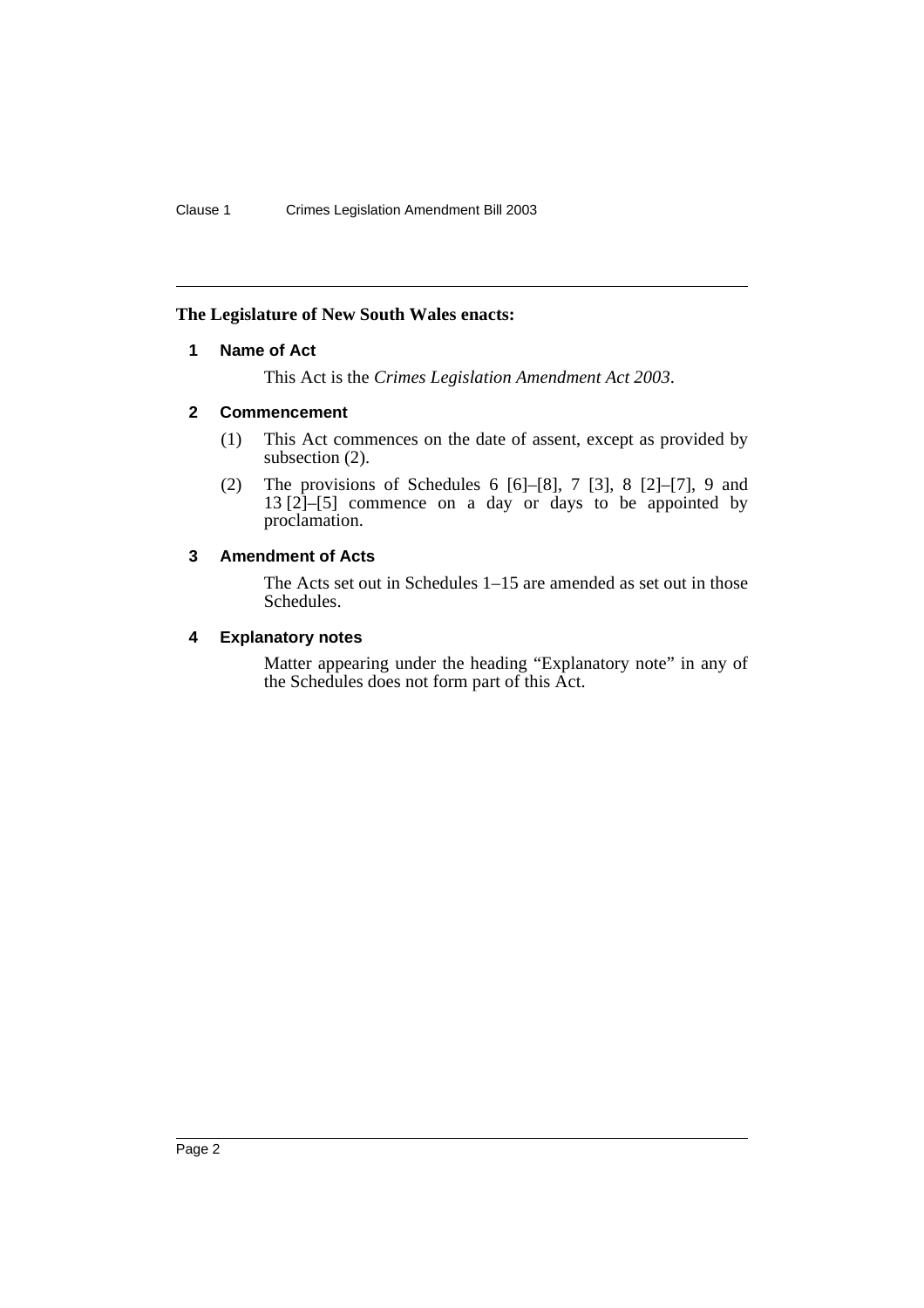**The Legislature of New South Wales enacts:**

## 1 Name of Act

This Act is the *Crimes Legislation Amendment Act 2003*.

## 2 Commencement

(1) This Act commences on the date of assent, except as provided by subsection (2).

(2) The provisions of Schedules 6 [6]–[8], 7 [3], 8 [2]–[7], 9 and 13 [2]–[5] commence on a day or days to be appointed by proclamation.

## 3 Amendment of Acts

The Acts set out in Schedules 1–15 are amended as set out in those Schedules.

## 4 Explanatory notes

Matter appearing under the heading "Explanatory note" in any of the Schedules does not form part of this Act.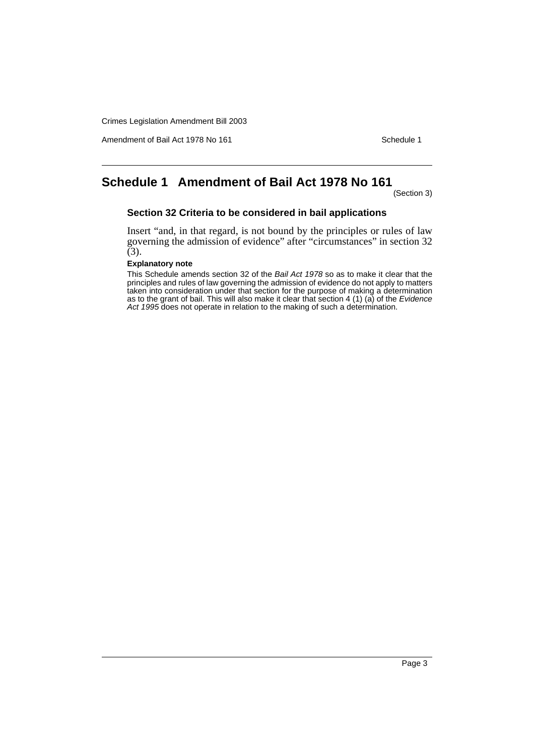# Schedule 1 Amendment of Bail Act 1978 No 161

(Section 3)

### Section 32 Criteria to be considered in bail applications

Insert "and, in that regard, is not bound by the principles or rules of law governing the admission of evidence" after "circumstances" in section 32 (3).

**Explanatory note**

This Schedule amends section 32 of the *Bail Act 1978* so as to make it clear that the principles and rules of law governing the admission of evidence do not apply to matters taken into consideration under that section for the purpose of making a determination as to the grant of bail. This will also make it clear that section 4 (1) (a) of the *Evidence Act 1995* does not operate in relation to the making of such a determination.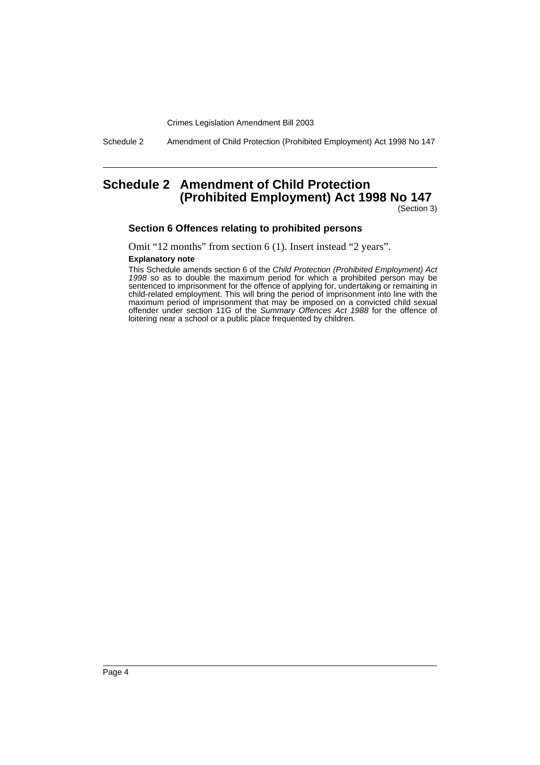# Schedule 2 Amendment of Child Protection (Prohibited Employment) Act 1998 No 147

(Section 3)

### Section 6 Offences relating to prohibited persons

Omit “12 months” from section 6 (1). Insert instead “2 years”.

**Explanatory note**

This Schedule amends section 6 of the *Child Protection (Prohibited Employment) Act 1998* so as to double the maximum period for which a prohibited person may be sentenced to imprisonment for the offence of applying for, undertaking or remaining in child-related employment. This will bring the period of imprisonment into line with the maximum period of imprisonment that may be imposed on a convicted child sexual offender under section 11G of the *Summary Offences Act 1988* for the offence of loitering near a school or a public place frequented by children.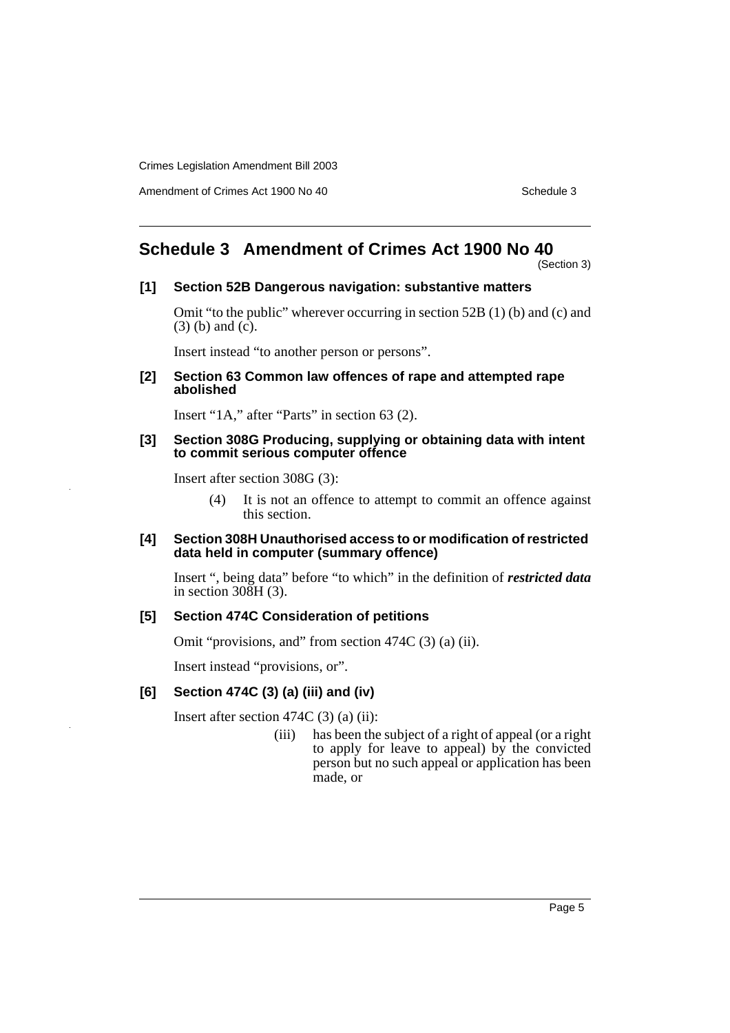## Schedule 3 Amendment of Crimes Act 1900 No 40

(Section 3)

### [1] Section 52B Dangerous navigation: substantive matters

Omit "to the public" wherever occurring in section 52B (1) (b) and (c) and (3) (b) and (c).

Insert instead "to another person or persons".

### [2] Section 63 Common law offences of rape and attempted rape abolished

Insert "1A," after "Parts" in section 63 (2).

### [3] Section 308G Producing, supplying or obtaining data with intent to commit serious computer offence

Insert after section 308G (3):

> (4) It is not an offence to attempt to commit an offence against this section.

### [4] Section 308H Unauthorised access to or modification of restricted data held in computer (summary offence)

Insert ", being data" before "to which" in the definition of ***restricted data*** in section 308H (3).

### [5] Section 474C Consideration of petitions

Omit "provisions, and" from section 474C (3) (a) (ii).

Insert instead "provisions, or".

### [6] Section 474C (3) (a) (iii) and (iv)

Insert after section 474C (3) (a) (ii):

> (iii) has been the subject of a right of appeal (or a right to apply for leave to appeal) by the convicted person but no such appeal or application has been made, or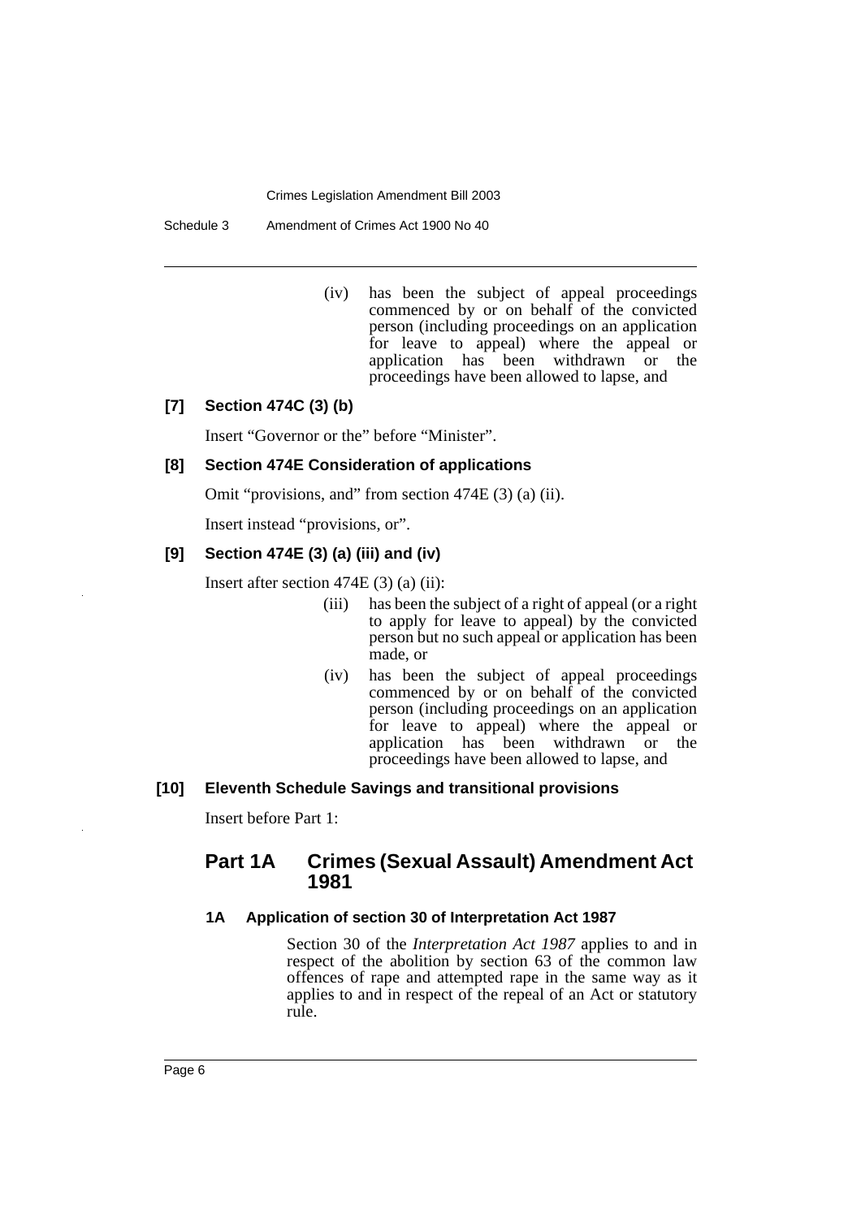(iv) has been the subject of appeal proceedings commenced by or on behalf of the convicted person (including proceedings on an application for leave to appeal) where the appeal or application has been withdrawn or the proceedings have been allowed to lapse, and

### [7] Section 474C (3) (b)

Insert "Governor or the" before "Minister".

### [8] Section 474E Consideration of applications

Omit "provisions, and" from section 474E (3) (a) (ii).

Insert instead "provisions, or".

### [9] Section 474E (3) (a) (iii) and (iv)

Insert after section 474E (3) (a) (ii):

(iii) has been the subject of a right of appeal (or a right to apply for leave to appeal) by the convicted person but no such appeal or application has been made, or

(iv) has been the subject of appeal proceedings commenced by or on behalf of the convicted person (including proceedings on an application for leave to appeal) where the appeal or application has been withdrawn or the proceedings have been allowed to lapse, and

### [10] Eleventh Schedule Savings and transitional provisions

Insert before Part 1:

## Part 1A Crimes (Sexual Assault) Amendment Act 1981

#### 1A Application of section 30 of Interpretation Act 1987

Section 30 of the *Interpretation Act 1987* applies to and in respect of the abolition by section 63 of the common law offences of rape and attempted rape in the same way as it applies to and in respect of the repeal of an Act or statutory rule.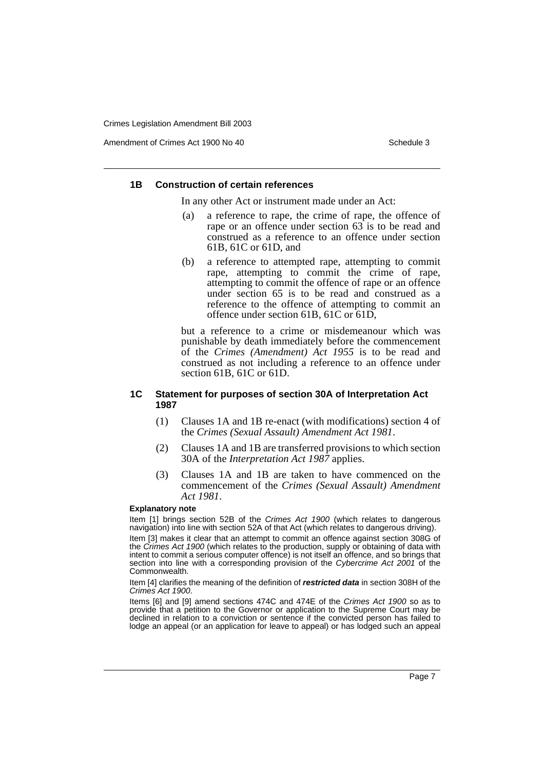### 1B Construction of certain references

In any other Act or instrument made under an Act:

(a) a reference to rape, the crime of rape, the offence of rape or an offence under section 63 is to be read and construed as a reference to an offence under section 61B, 61C or 61D, and

(b) a reference to attempted rape, attempting to commit rape, attempting to commit the crime of rape, attempting to commit the offence of rape or an offence under section 65 is to be read and construed as a reference to the offence of attempting to commit an offence under section 61B, 61C or 61D,

but a reference to a crime or misdemeanour which was punishable by death immediately before the commencement of the *Crimes (Amendment) Act 1955* is to be read and construed as not including a reference to an offence under section 61B, 61C or 61D.

### 1C Statement for purposes of section 30A of Interpretation Act 1987

(1) Clauses 1A and 1B re-enact (with modifications) section 4 of the *Crimes (Sexual Assault) Amendment Act 1981*.

(2) Clauses 1A and 1B are transferred provisions to which section 30A of the *Interpretation Act 1987* applies.

(3) Clauses 1A and 1B are taken to have commenced on the commencement of the *Crimes (Sexual Assault) Amendment Act 1981*.

**Explanatory note**

Item [1] brings section 52B of the *Crimes Act 1900* (which relates to dangerous navigation) into line with section 52A of that Act (which relates to dangerous driving).

Item [3] makes it clear that an attempt to commit an offence against section 308G of the *Crimes Act 1900* (which relates to the production, supply or obtaining of data with intent to commit a serious computer offence) is not itself an offence, and so brings that section into line with a corresponding provision of the *Cybercrime Act 2001* of the Commonwealth.

Item [4] clarifies the meaning of the definition of ***restricted data*** in section 308H of the *Crimes Act 1900*.

Items [6] and [9] amend sections 474C and 474E of the *Crimes Act 1900* so as to provide that a petition to the Governor or application to the Supreme Court may be declined in relation to a conviction or sentence if the convicted person has failed to lodge an appeal (or an application for leave to appeal) or has lodged such an appeal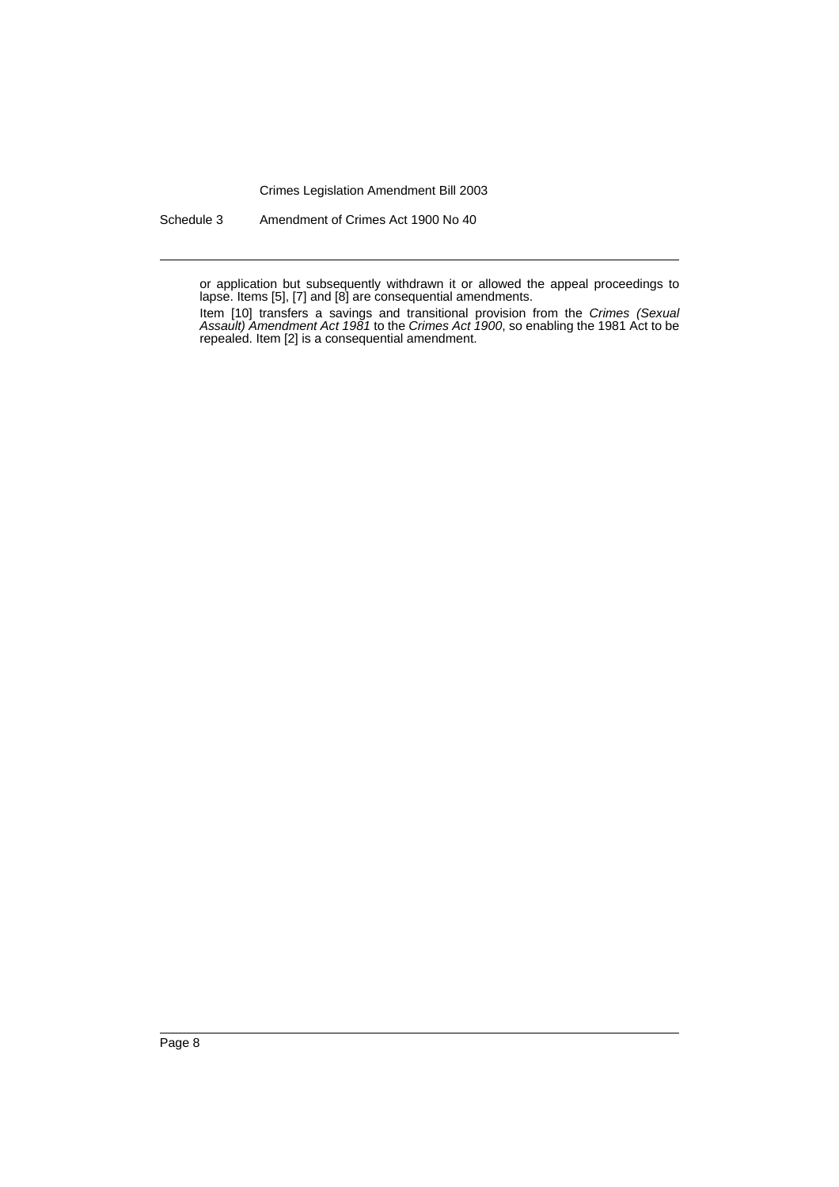or application but subsequently withdrawn it or allowed the appeal proceedings to lapse. Items [5], [7] and [8] are consequential amendments.

Item [10] transfers a savings and transitional provision from the *Crimes (Sexual Assault) Amendment Act 1981* to the *Crimes Act 1900*, so enabling the 1981 Act to be repealed. Item [2] is a consequential amendment.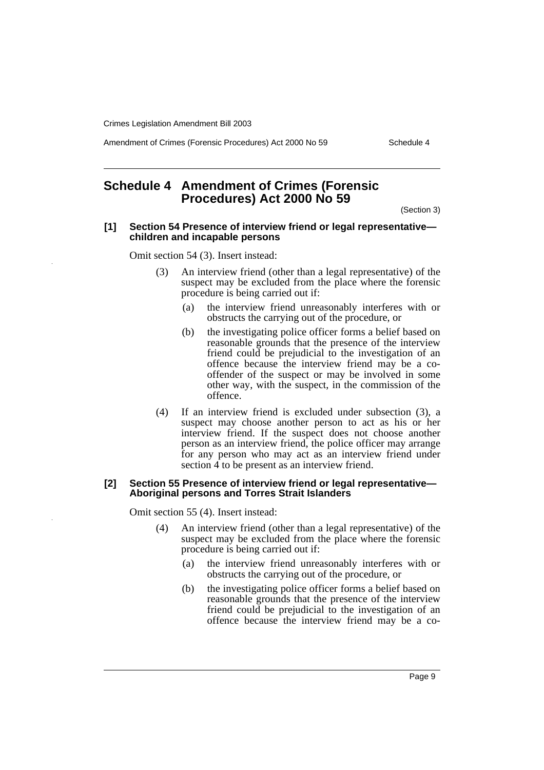## Schedule 4 Amendment of Crimes (Forensic Procedures) Act 2000 No 59

(Section 3)

**[1] Section 54 Presence of interview friend or legal representative—children and incapable persons**

Omit section 54 (3). Insert instead:

> (3) An interview friend (other than a legal representative) of the suspect may be excluded from the place where the forensic procedure is being carried out if:
>
> > (a) the interview friend unreasonably interferes with or obstructs the carrying out of the procedure, or
> >
> > (b) the investigating police officer forms a belief based on reasonable grounds that the presence of the interview friend could be prejudicial to the investigation of an offence because the interview friend may be a co-offender of the suspect or may be involved in some other way, with the suspect, in the commission of the offence.
>
> (4) If an interview friend is excluded under subsection (3), a suspect may choose another person to act as his or her interview friend. If the suspect does not choose another person as an interview friend, the police officer may arrange for any person who may act as an interview friend under section 4 to be present as an interview friend.

**[2] Section 55 Presence of interview friend or legal representative—Aboriginal persons and Torres Strait Islanders**

Omit section 55 (4). Insert instead:

> (4) An interview friend (other than a legal representative) of the suspect may be excluded from the place where the forensic procedure is being carried out if:
>
> > (a) the interview friend unreasonably interferes with or obstructs the carrying out of the procedure, or
> >
> > (b) the investigating police officer forms a belief based on reasonable grounds that the presence of the interview friend could be prejudicial to the investigation of an offence because the interview friend may be a co-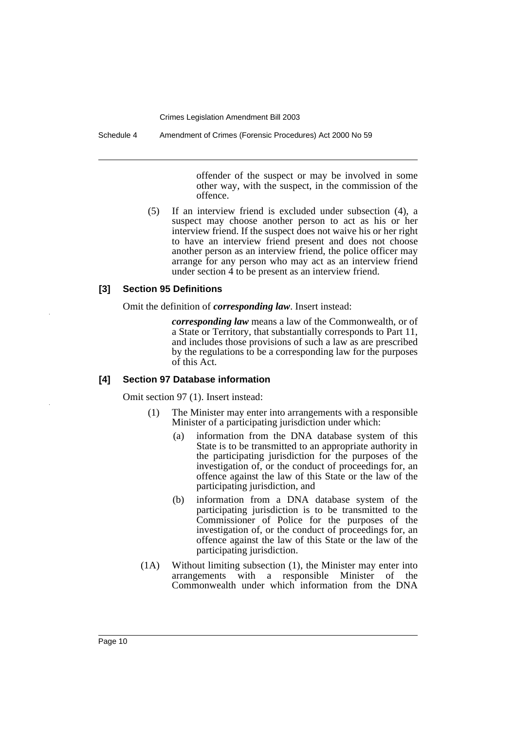offender of the suspect or may be involved in some other way, with the suspect, in the commission of the offence.

(5) If an interview friend is excluded under subsection (4), a suspect may choose another person to act as his or her interview friend. If the suspect does not waive his or her right to have an interview friend present and does not choose another person as an interview friend, the police officer may arrange for any person who may act as an interview friend under section 4 to be present as an interview friend.

### [3] Section 95 Definitions

Omit the definition of ***corresponding law***. Insert instead:

> ***corresponding law*** means a law of the Commonwealth, or of a State or Territory, that substantially corresponds to Part 11, and includes those provisions of such a law as are prescribed by the regulations to be a corresponding law for the purposes of this Act.

### [4] Section 97 Database information

Omit section 97 (1). Insert instead:

(1) The Minister may enter into arrangements with a responsible Minister of a participating jurisdiction under which:

   (a) information from the DNA database system of this State is to be transmitted to an appropriate authority in the participating jurisdiction for the purposes of the investigation of, or the conduct of proceedings for, an offence against the law of this State or the law of the participating jurisdiction, and

   (b) information from a DNA database system of the participating jurisdiction is to be transmitted to the Commissioner of Police for the purposes of the investigation of, or the conduct of proceedings for, an offence against the law of this State or the law of the participating jurisdiction.

(1A) Without limiting subsection (1), the Minister may enter into arrangements with a responsible Minister of the Commonwealth under which information from the DNA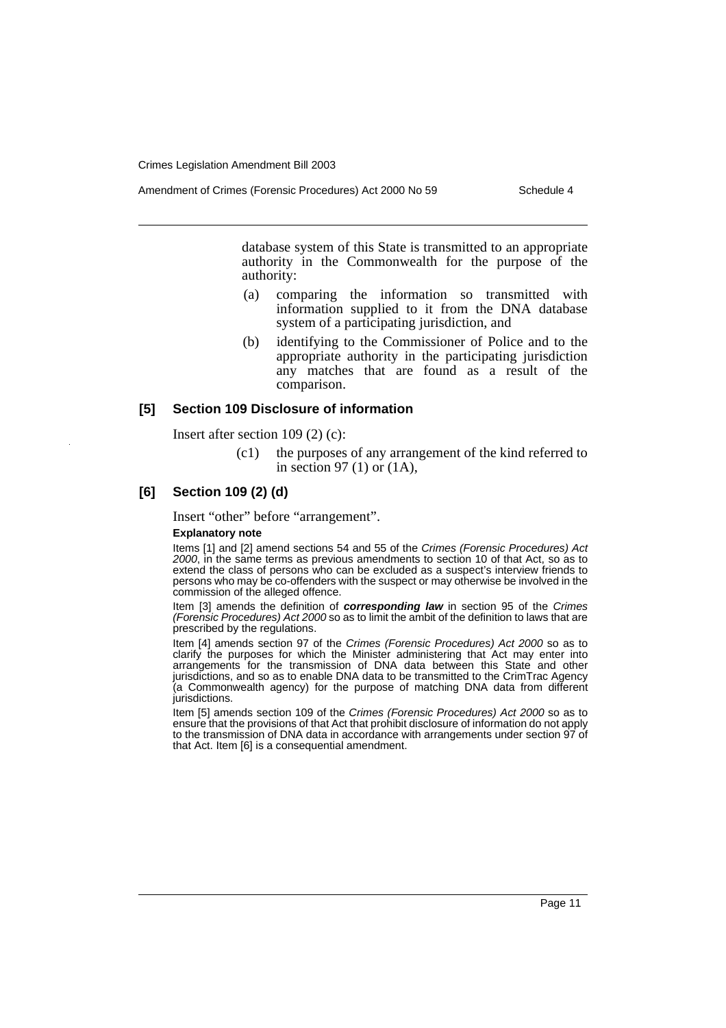database system of this State is transmitted to an appropriate authority in the Commonwealth for the purpose of the authority:

(a) comparing the information so transmitted with information supplied to it from the DNA database system of a participating jurisdiction, and

(b) identifying to the Commissioner of Police and to the appropriate authority in the participating jurisdiction any matches that are found as a result of the comparison.

### [5] Section 109 Disclosure of information

Insert after section 109 (2) (c):

(c1) the purposes of any arrangement of the kind referred to in section 97 (1) or (1A),

### [6] Section 109 (2) (d)

Insert "other" before "arrangement".

**Explanatory note**

Items [1] and [2] amend sections 54 and 55 of the *Crimes (Forensic Procedures) Act 2000*, in the same terms as previous amendments to section 10 of that Act, so as to extend the class of persons who can be excluded as a suspect's interview friends to persons who may be co-offenders with the suspect or may otherwise be involved in the commission of the alleged offence.

Item [3] amends the definition of ***corresponding law*** in section 95 of the *Crimes (Forensic Procedures) Act 2000* so as to limit the ambit of the definition to laws that are prescribed by the regulations.

Item [4] amends section 97 of the *Crimes (Forensic Procedures) Act 2000* so as to clarify the purposes for which the Minister administering that Act may enter into arrangements for the transmission of DNA data between this State and other jurisdictions, and so as to enable DNA data to be transmitted to the CrimTrac Agency (a Commonwealth agency) for the purpose of matching DNA data from different jurisdictions.

Item [5] amends section 109 of the *Crimes (Forensic Procedures) Act 2000* so as to ensure that the provisions of that Act that prohibit disclosure of information do not apply to the transmission of DNA data in accordance with arrangements under section 97 of that Act. Item [6] is a consequential amendment.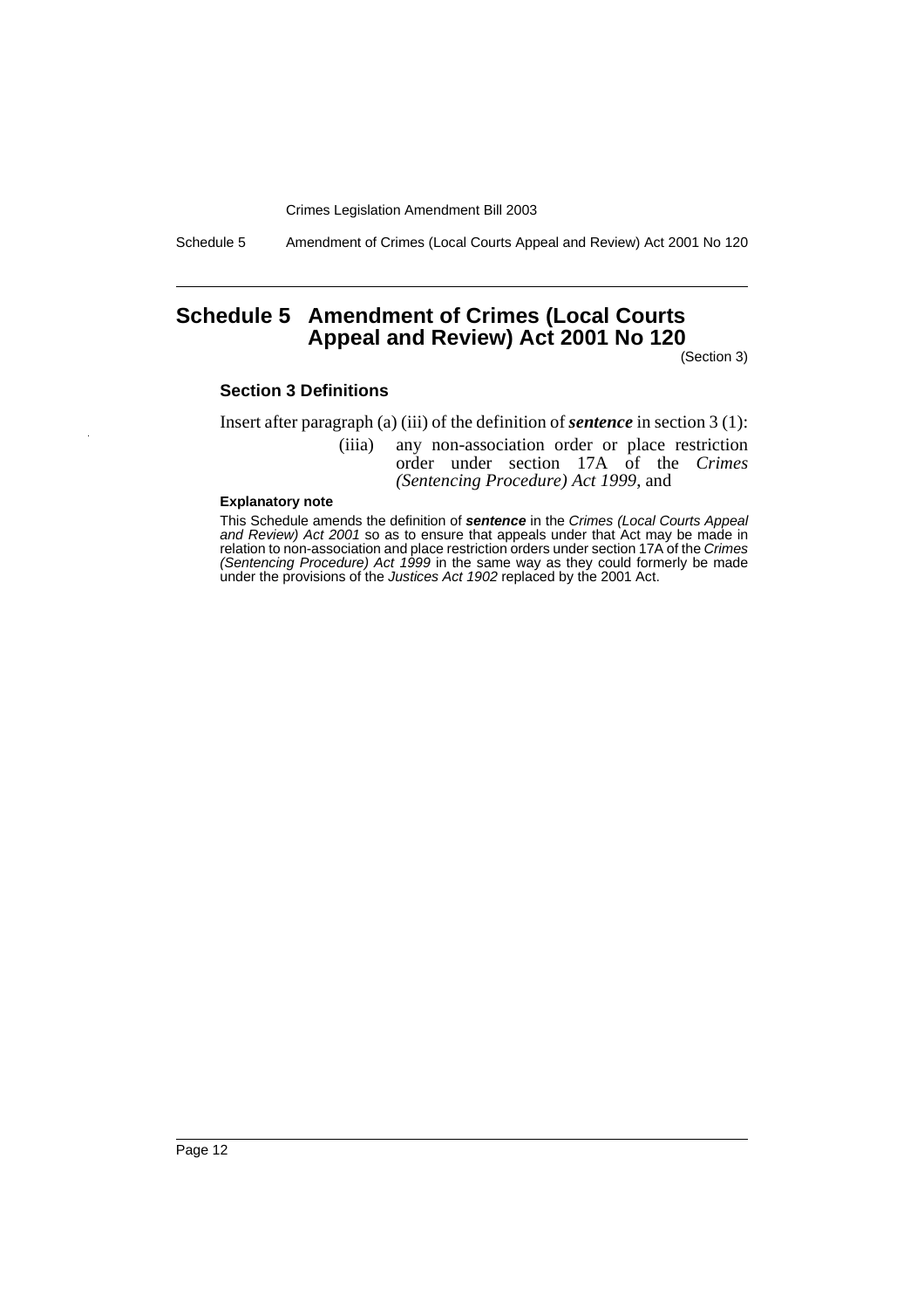# Schedule 5 Amendment of Crimes (Local Courts Appeal and Review) Act 2001 No 120

(Section 3)

### Section 3 Definitions

Insert after paragraph (a) (iii) of the definition of ***sentence*** in section 3 (1):

> (iiia) any non-association order or place restriction order under section 17A of the *Crimes (Sentencing Procedure) Act 1999*, and

#### Explanatory note

This Schedule amends the definition of ***sentence*** in the *Crimes (Local Courts Appeal and Review) Act 2001* so as to ensure that appeals under that Act may be made in relation to non-association and place restriction orders under section 17A of the *Crimes (Sentencing Procedure) Act 1999* in the same way as they could formerly be made under the provisions of the *Justices Act 1902* replaced by the 2001 Act.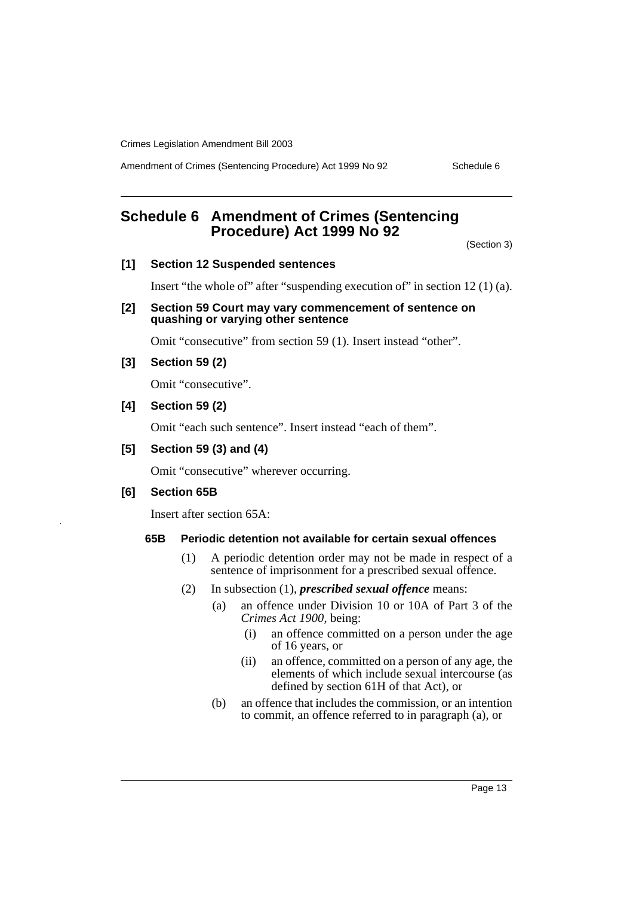## Schedule 6 Amendment of Crimes (Sentencing Procedure) Act 1999 No 92

(Section 3)

**[1] Section 12 Suspended sentences**

Insert "the whole of" after "suspending execution of" in section 12 (1) (a).

**[2] Section 59 Court may vary commencement of sentence on quashing or varying other sentence**

Omit "consecutive" from section 59 (1). Insert instead "other".

**[3] Section 59 (2)**

Omit "consecutive".

**[4] Section 59 (2)**

Omit "each such sentence". Insert instead "each of them".

**[5] Section 59 (3) and (4)**

Omit "consecutive" wherever occurring.

**[6] Section 65B**

Insert after section 65A:

**65B Periodic detention not available for certain sexual offences**

(1) A periodic detention order may not be made in respect of a sentence of imprisonment for a prescribed sexual offence.

(2) In subsection (1), ***prescribed sexual offence*** means:

(a) an offence under Division 10 or 10A of Part 3 of the *Crimes Act 1900*, being:

(i) an offence committed on a person under the age of 16 years, or

(ii) an offence, committed on a person of any age, the elements of which include sexual intercourse (as defined by section 61H of that Act), or

(b) an offence that includes the commission, or an intention to commit, an offence referred to in paragraph (a), or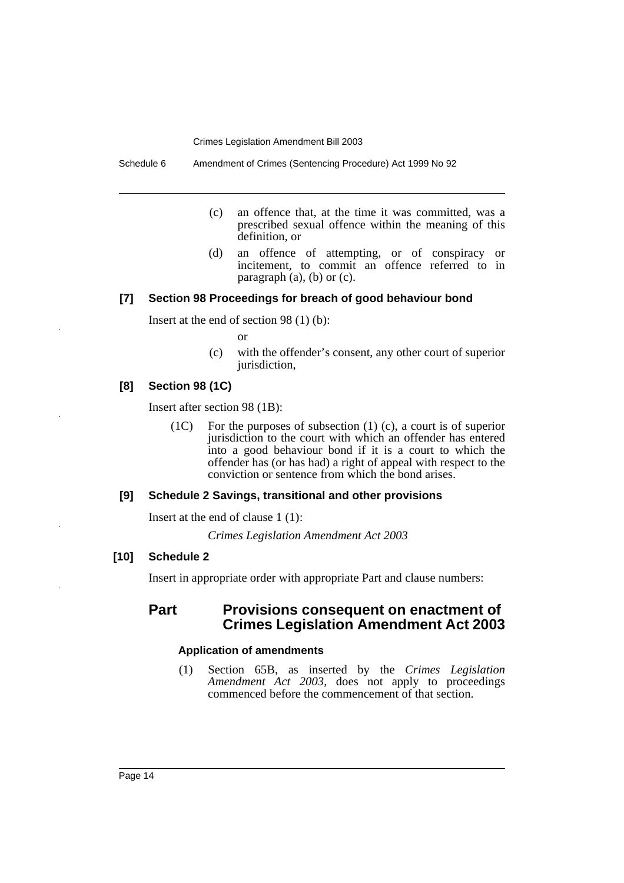(c) an offence that, at the time it was committed, was a prescribed sexual offence within the meaning of this definition, or

(d) an offence of attempting, or of conspiracy or incitement, to commit an offence referred to in paragraph (a), (b) or (c).

### [7] Section 98 Proceedings for breach of good behaviour bond

Insert at the end of section 98 (1) (b):

or

(c) with the offender's consent, any other court of superior jurisdiction,

### [8] Section 98 (1C)

Insert after section 98 (1B):

(1C) For the purposes of subsection (1) (c), a court is of superior jurisdiction to the court with which an offender has entered into a good behaviour bond if it is a court to which the offender has (or has had) a right of appeal with respect to the conviction or sentence from which the bond arises.

### [9] Schedule 2 Savings, transitional and other provisions

Insert at the end of clause 1 (1):

*Crimes Legislation Amendment Act 2003*

### [10] Schedule 2

Insert in appropriate order with appropriate Part and clause numbers:

## Part Provisions consequent on enactment of Crimes Legislation Amendment Act 2003

#### Application of amendments

(1) Section 65B, as inserted by the *Crimes Legislation Amendment Act 2003*, does not apply to proceedings commenced before the commencement of that section.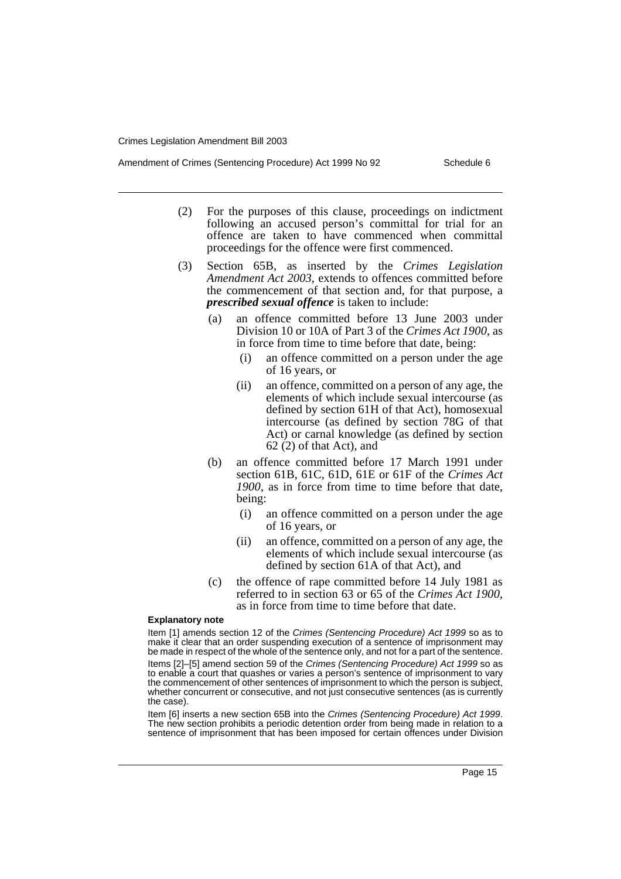(2) For the purposes of this clause, proceedings on indictment following an accused person's committal for trial for an offence are taken to have commenced when committal proceedings for the offence were first commenced.

(3) Section 65B, as inserted by the *Crimes Legislation Amendment Act 2003*, extends to offences committed before the commencement of that section and, for that purpose, a ***prescribed sexual offence*** is taken to include:

- (a) an offence committed before 13 June 2003 under Division 10 or 10A of Part 3 of the *Crimes Act 1900*, as in force from time to time before that date, being:
  - (i) an offence committed on a person under the age of 16 years, or
  - (ii) an offence, committed on a person of any age, the elements of which include sexual intercourse (as defined by section 61H of that Act), homosexual intercourse (as defined by section 78G of that Act) or carnal knowledge (as defined by section 62 (2) of that Act), and
- (b) an offence committed before 17 March 1991 under section 61B, 61C, 61D, 61E or 61F of the *Crimes Act 1900*, as in force from time to time before that date, being:
  - (i) an offence committed on a person under the age of 16 years, or
  - (ii) an offence, committed on a person of any age, the elements of which include sexual intercourse (as defined by section 61A of that Act), and
- (c) the offence of rape committed before 14 July 1981 as referred to in section 63 or 65 of the *Crimes Act 1900*, as in force from time to time before that date.

**Explanatory note**

Item [1] amends section 12 of the *Crimes (Sentencing Procedure) Act 1999* so as to make it clear that an order suspending execution of a sentence of imprisonment may be made in respect of the whole of the sentence only, and not for a part of the sentence.

Items [2]–[5] amend section 59 of the *Crimes (Sentencing Procedure) Act 1999* so as to enable a court that quashes or varies a person's sentence of imprisonment to vary the commencement of other sentences of imprisonment to which the person is subject, whether concurrent or consecutive, and not just consecutive sentences (as is currently the case).

Item [6] inserts a new section 65B into the *Crimes (Sentencing Procedure) Act 1999*. The new section prohibits a periodic detention order from being made in relation to a sentence of imprisonment that has been imposed for certain offences under Division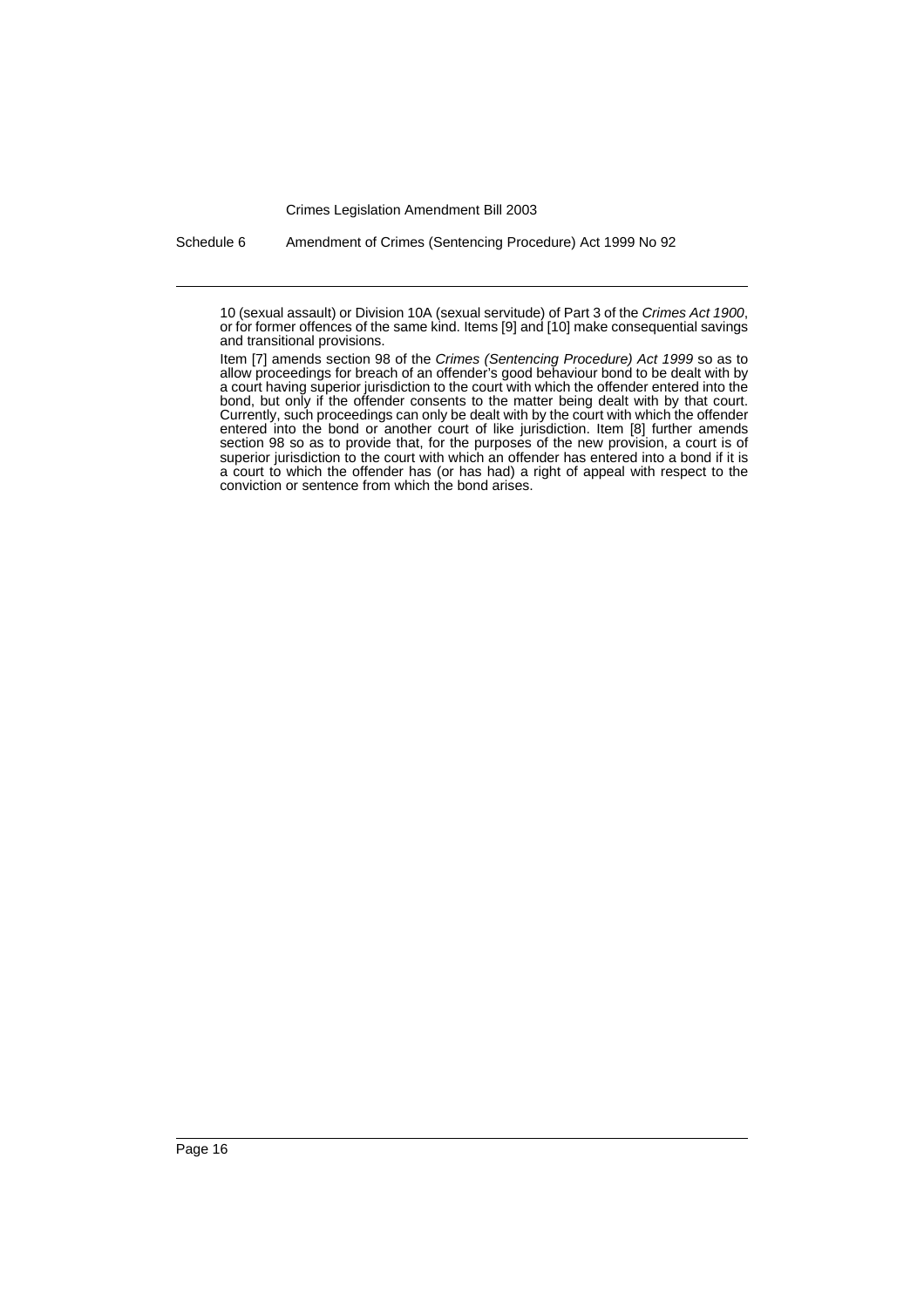10 (sexual assault) or Division 10A (sexual servitude) of Part 3 of the *Crimes Act 1900*, or for former offences of the same kind. Items [9] and [10] make consequential savings and transitional provisions.

Item [7] amends section 98 of the *Crimes (Sentencing Procedure) Act 1999* so as to allow proceedings for breach of an offender's good behaviour bond to be dealt with by a court having superior jurisdiction to the court with which the offender entered into the bond, but only if the offender consents to the matter being dealt with by that court. Currently, such proceedings can only be dealt with by the court with which the offender entered into the bond or another court of like jurisdiction. Item [8] further amends section 98 so as to provide that, for the purposes of the new provision, a court is of superior jurisdiction to the court with which an offender has entered into a bond if it is a court to which the offender has (or has had) a right of appeal with respect to the conviction or sentence from which the bond arises.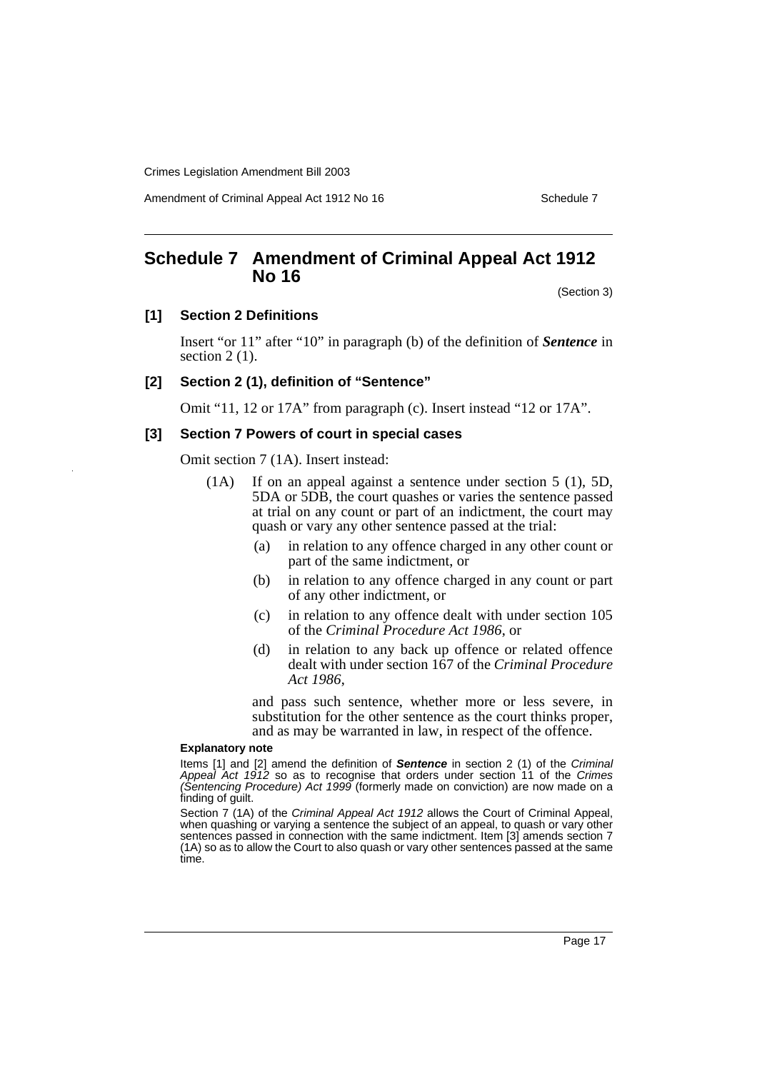# Schedule 7 Amendment of Criminal Appeal Act 1912 No 16

(Section 3)

## [1] Section 2 Definitions

Insert "or 11" after "10" in paragraph (b) of the definition of ***Sentence*** in section 2 (1).

## [2] Section 2 (1), definition of "Sentence"

Omit "11, 12 or 17A" from paragraph (c). Insert instead "12 or 17A".

## [3] Section 7 Powers of court in special cases

Omit section 7 (1A). Insert instead:

(1A) If on an appeal against a sentence under section 5 (1), 5D, 5DA or 5DB, the court quashes or varies the sentence passed at trial on any count or part of an indictment, the court may quash or vary any other sentence passed at the trial:

- (a) in relation to any offence charged in any other count or part of the same indictment, or
- (b) in relation to any offence charged in any count or part of any other indictment, or
- (c) in relation to any offence dealt with under section 105 of the *Criminal Procedure Act 1986*, or
- (d) in relation to any back up offence or related offence dealt with under section 167 of the *Criminal Procedure Act 1986*,

and pass such sentence, whether more or less severe, in substitution for the other sentence as the court thinks proper, and as may be warranted in law, in respect of the offence.

**Explanatory note**

Items [1] and [2] amend the definition of ***Sentence*** in section 2 (1) of the *Criminal Appeal Act 1912* so as to recognise that orders under section 11 of the *Crimes (Sentencing Procedure) Act 1999* (formerly made on conviction) are now made on a finding of guilt.

Section 7 (1A) of the *Criminal Appeal Act 1912* allows the Court of Criminal Appeal, when quashing or varying a sentence the subject of an appeal, to quash or vary other sentences passed in connection with the same indictment. Item [3] amends section 7 (1A) so as to allow the Court to also quash or vary other sentences passed at the same time.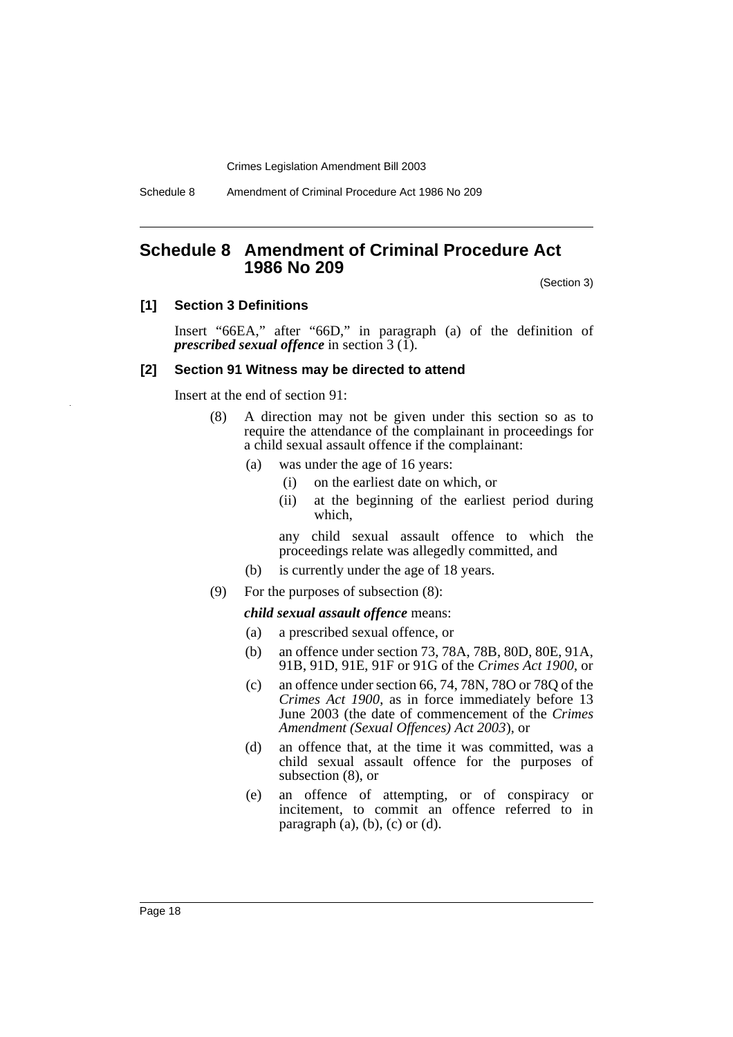## Schedule 8 Amendment of Criminal Procedure Act 1986 No 209

(Section 3)

### [1] Section 3 Definitions

Insert "66EA," after "66D," in paragraph (a) of the definition of ***prescribed sexual offence*** in section 3 (1).

### [2] Section 91 Witness may be directed to attend

Insert at the end of section 91:

(8) A direction may not be given under this section so as to require the attendance of the complainant in proceedings for a child sexual assault offence if the complainant:

- (a) was under the age of 16 years:
  - (i) on the earliest date on which, or
  - (ii) at the beginning of the earliest period during which,

  any child sexual assault offence to which the proceedings relate was allegedly committed, and
- (b) is currently under the age of 18 years.

(9) For the purposes of subsection (8):

***child sexual assault offence*** means:

- (a) a prescribed sexual offence, or
- (b) an offence under section 73, 78A, 78B, 80D, 80E, 91A, 91B, 91D, 91E, 91F or 91G of the *Crimes Act 1900*, or
- (c) an offence under section 66, 74, 78N, 78O or 78Q of the *Crimes Act 1900*, as in force immediately before 13 June 2003 (the date of commencement of the *Crimes Amendment (Sexual Offences) Act 2003*), or
- (d) an offence that, at the time it was committed, was a child sexual assault offence for the purposes of subsection (8), or
- (e) an offence of attempting, or of conspiracy or incitement, to commit an offence referred to in paragraph (a), (b), (c) or (d).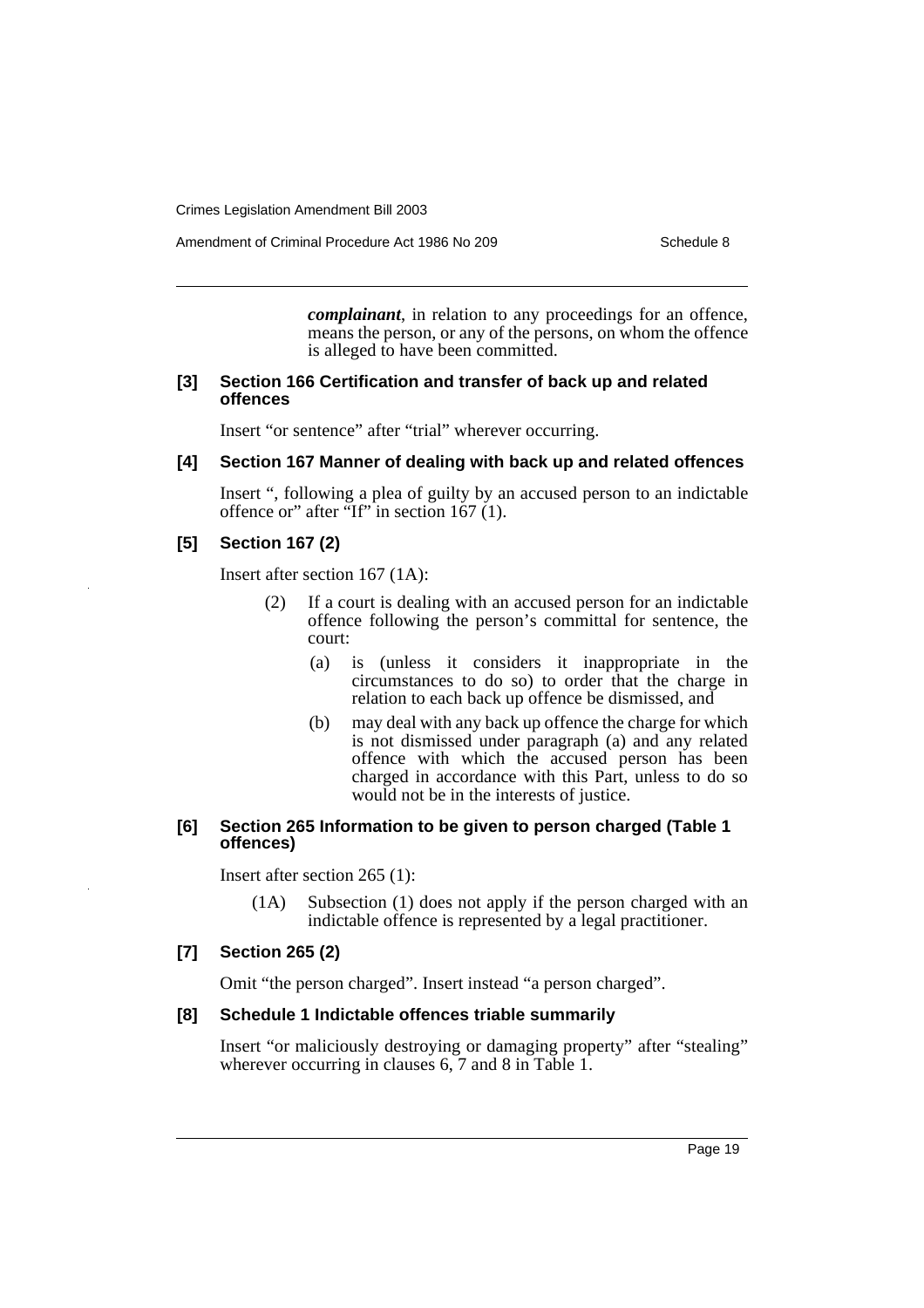***complainant***, in relation to any proceedings for an offence, means the person, or any of the persons, on whom the offence is alleged to have been committed.

### [3] Section 166 Certification and transfer of back up and related offences

Insert "or sentence" after "trial" wherever occurring.

### [4] Section 167 Manner of dealing with back up and related offences

Insert ", following a plea of guilty by an accused person to an indictable offence or" after "If" in section 167 (1).

### [5] Section 167 (2)

Insert after section 167 (1A):

(2) If a court is dealing with an accused person for an indictable offence following the person's committal for sentence, the court:

(a) is (unless it considers it inappropriate in the circumstances to do so) to order that the charge in relation to each back up offence be dismissed, and

(b) may deal with any back up offence the charge for which is not dismissed under paragraph (a) and any related offence with which the accused person has been charged in accordance with this Part, unless to do so would not be in the interests of justice.

### [6] Section 265 Information to be given to person charged (Table 1 offences)

Insert after section 265 (1):

(1A) Subsection (1) does not apply if the person charged with an indictable offence is represented by a legal practitioner.

### [7] Section 265 (2)

Omit "the person charged". Insert instead "a person charged".

### [8] Schedule 1 Indictable offences triable summarily

Insert "or maliciously destroying or damaging property" after "stealing" wherever occurring in clauses 6, 7 and 8 in Table 1.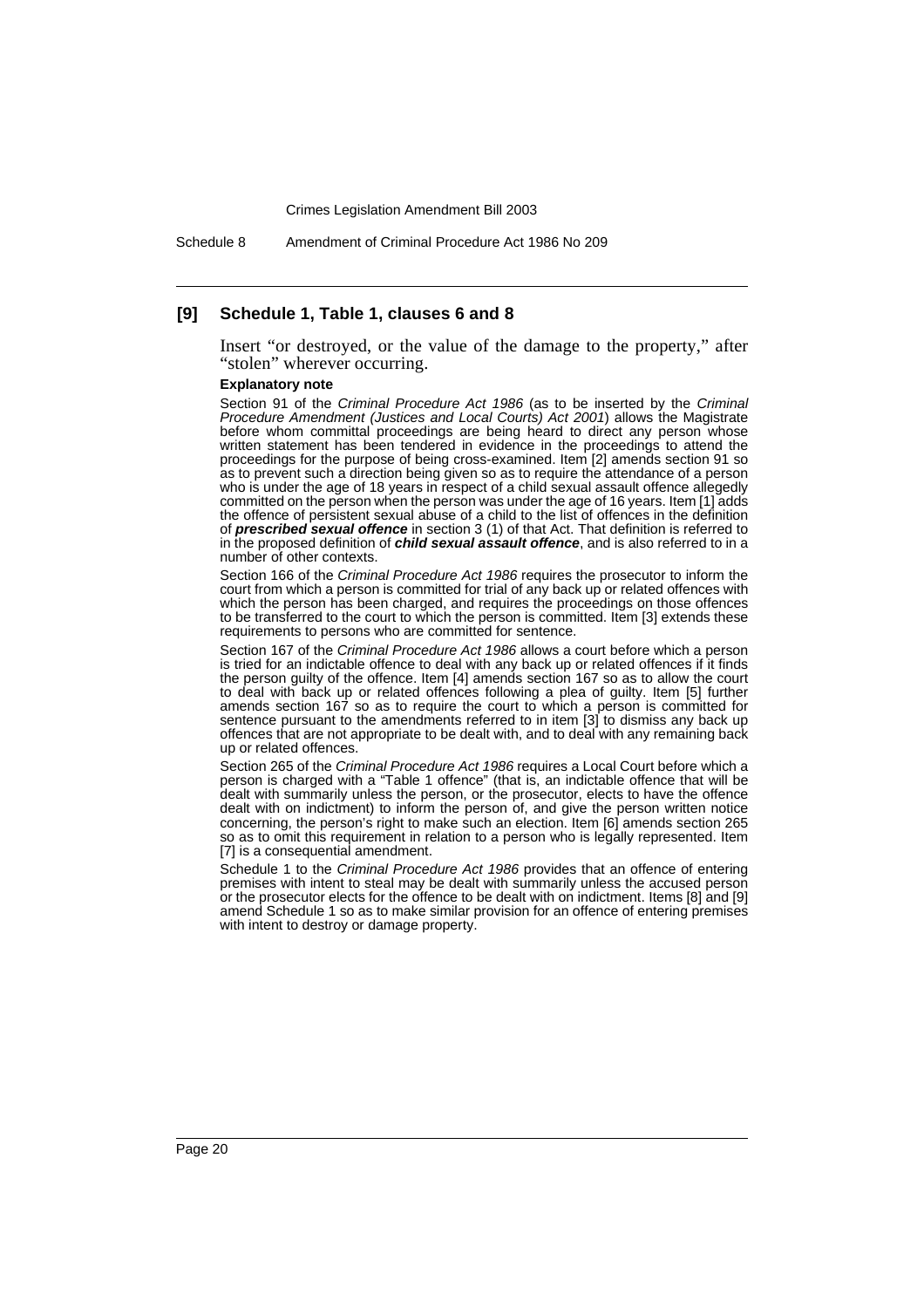### [9] Schedule 1, Table 1, clauses 6 and 8

Insert "or destroyed, or the value of the damage to the property," after "stolen" wherever occurring.

**Explanatory note**

Section 91 of the *Criminal Procedure Act 1986* (as to be inserted by the *Criminal Procedure Amendment (Justices and Local Courts) Act 2001*) allows the Magistrate before whom committal proceedings are being heard to direct any person whose written statement has been tendered in evidence in the proceedings to attend the proceedings for the purpose of being cross-examined. Item [2] amends section 91 so as to prevent such a direction being given so as to require the attendance of a person who is under the age of 18 years in respect of a child sexual assault offence allegedly committed on the person when the person was under the age of 16 years. Item [1] adds the offence of persistent sexual abuse of a child to the list of offences in the definition of ***prescribed sexual offence*** in section 3 (1) of that Act. That definition is referred to in the proposed definition of ***child sexual assault offence***, and is also referred to in a number of other contexts.

Section 166 of the *Criminal Procedure Act 1986* requires the prosecutor to inform the court from which a person is committed for trial of any back up or related offences with which the person has been charged, and requires the proceedings on those offences to be transferred to the court to which the person is committed. Item [3] extends these requirements to persons who are committed for sentence.

Section 167 of the *Criminal Procedure Act 1986* allows a court before which a person is tried for an indictable offence to deal with any back up or related offences if it finds the person guilty of the offence. Item [4] amends section 167 so as to allow the court to deal with back up or related offences following a plea of guilty. Item [5] further amends section 167 so as to require the court to which a person is committed for sentence pursuant to the amendments referred to in item [3] to dismiss any back up offences that are not appropriate to be dealt with, and to deal with any remaining back up or related offences.

Section 265 of the *Criminal Procedure Act 1986* requires a Local Court before which a person is charged with a "Table 1 offence" (that is, an indictable offence that will be dealt with summarily unless the person, or the prosecutor, elects to have the offence dealt with on indictment) to inform the person of, and give the person written notice concerning, the person's right to make such an election. Item [6] amends section 265 so as to omit this requirement in relation to a person who is legally represented. Item [7] is a consequential amendment.

Schedule 1 to the *Criminal Procedure Act 1986* provides that an offence of entering premises with intent to steal may be dealt with summarily unless the accused person or the prosecutor elects for the offence to be dealt with on indictment. Items [8] and [9] amend Schedule 1 so as to make similar provision for an offence of entering premises with intent to destroy or damage property.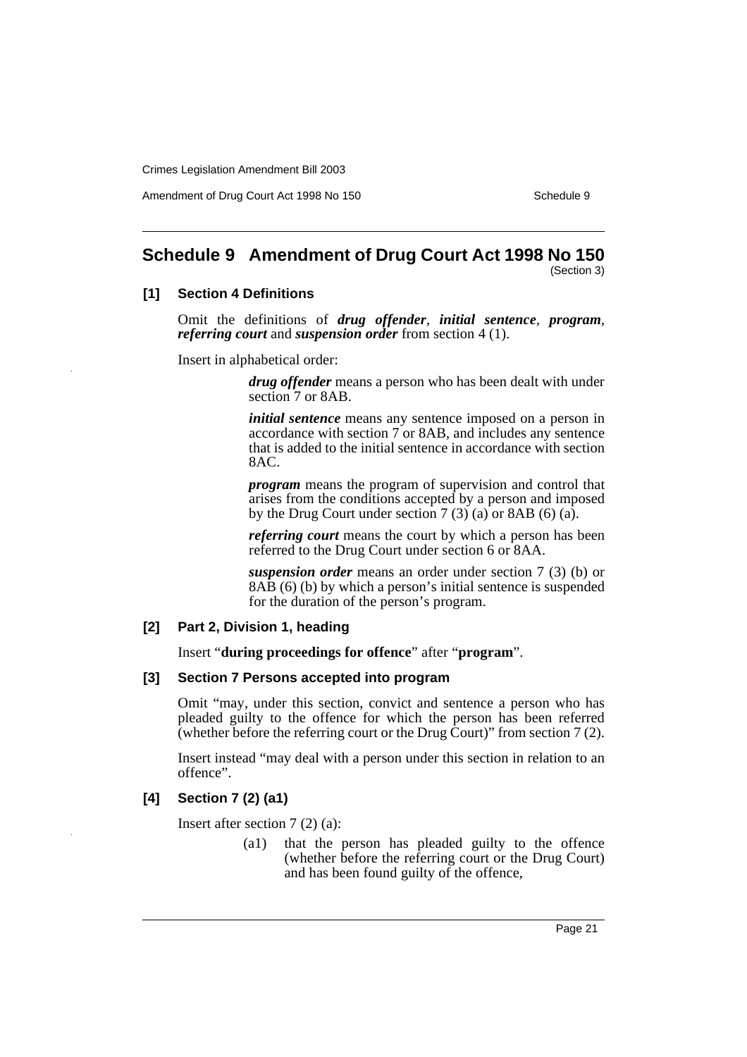## Schedule 9 Amendment of Drug Court Act 1998 No 150

(Section 3)

### [1] Section 4 Definitions

Omit the definitions of ***drug offender***, ***initial sentence***, ***program***, ***referring court*** and ***suspension order*** from section 4 (1).

Insert in alphabetical order:

> ***drug offender*** means a person who has been dealt with under section 7 or 8AB.
>
> ***initial sentence*** means any sentence imposed on a person in accordance with section 7 or 8AB, and includes any sentence that is added to the initial sentence in accordance with section 8AC.
>
> ***program*** means the program of supervision and control that arises from the conditions accepted by a person and imposed by the Drug Court under section 7 (3) (a) or 8AB (6) (a).
>
> ***referring court*** means the court by which a person has been referred to the Drug Court under section 6 or 8AA.
>
> ***suspension order*** means an order under section 7 (3) (b) or 8AB (6) (b) by which a person's initial sentence is suspended for the duration of the person's program.

### [2] Part 2, Division 1, heading

Insert "**during proceedings for offence**" after "**program**".

### [3] Section 7 Persons accepted into program

Omit "may, under this section, convict and sentence a person who has pleaded guilty to the offence for which the person has been referred (whether before the referring court or the Drug Court)" from section 7 (2).

Insert instead "may deal with a person under this section in relation to an offence".

### [4] Section 7 (2) (a1)

Insert after section 7 (2) (a):

> (a1) that the person has pleaded guilty to the offence (whether before the referring court or the Drug Court) and has been found guilty of the offence,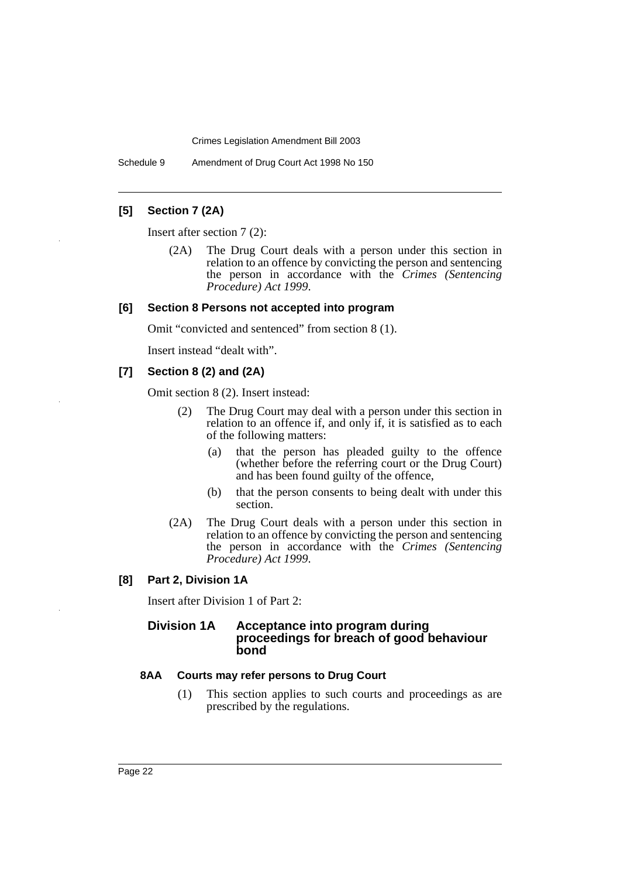### [5] Section 7 (2A)

Insert after section 7 (2):

> (2A) The Drug Court deals with a person under this section in relation to an offence by convicting the person and sentencing the person in accordance with the *Crimes (Sentencing Procedure) Act 1999*.

### [6] Section 8 Persons not accepted into program

Omit "convicted and sentenced" from section 8 (1).

Insert instead "dealt with".

### [7] Section 8 (2) and (2A)

Omit section 8 (2). Insert instead:

> (2) The Drug Court may deal with a person under this section in relation to an offence if, and only if, it is satisfied as to each of the following matters:
>
> (a) that the person has pleaded guilty to the offence (whether before the referring court or the Drug Court) and has been found guilty of the offence,
>
> (b) that the person consents to being dealt with under this section.
>
> (2A) The Drug Court deals with a person under this section in relation to an offence by convicting the person and sentencing the person in accordance with the *Crimes (Sentencing Procedure) Act 1999*.

### [8] Part 2, Division 1A

Insert after Division 1 of Part 2:

## Division 1A Acceptance into program during proceedings for breach of good behaviour bond

#### 8AA Courts may refer persons to Drug Court

> (1) This section applies to such courts and proceedings as are prescribed by the regulations.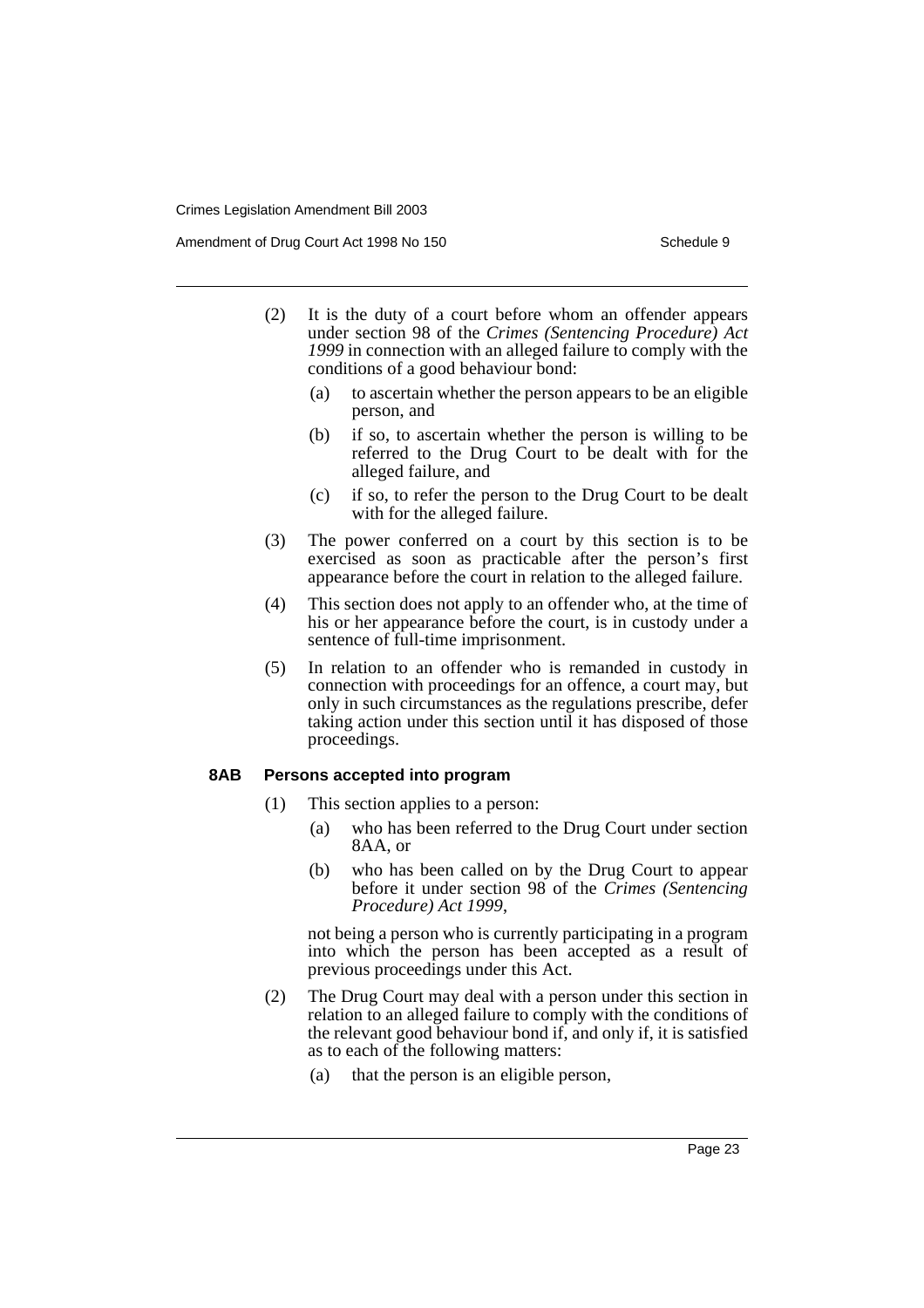(2) It is the duty of a court before whom an offender appears under section 98 of the *Crimes (Sentencing Procedure) Act 1999* in connection with an alleged failure to comply with the conditions of a good behaviour bond:

  (a) to ascertain whether the person appears to be an eligible person, and

  (b) if so, to ascertain whether the person is willing to be referred to the Drug Court to be dealt with for the alleged failure, and

  (c) if so, to refer the person to the Drug Court to be dealt with for the alleged failure.

(3) The power conferred on a court by this section is to be exercised as soon as practicable after the person's first appearance before the court in relation to the alleged failure.

(4) This section does not apply to an offender who, at the time of his or her appearance before the court, is in custody under a sentence of full-time imprisonment.

(5) In relation to an offender who is remanded in custody in connection with proceedings for an offence, a court may, but only in such circumstances as the regulations prescribe, defer taking action under this section until it has disposed of those proceedings.

**8AB Persons accepted into program**

(1) This section applies to a person:

  (a) who has been referred to the Drug Court under section 8AA, or

  (b) who has been called on by the Drug Court to appear before it under section 98 of the *Crimes (Sentencing Procedure) Act 1999*,

  not being a person who is currently participating in a program into which the person has been accepted as a result of previous proceedings under this Act.

(2) The Drug Court may deal with a person under this section in relation to an alleged failure to comply with the conditions of the relevant good behaviour bond if, and only if, it is satisfied as to each of the following matters:

  (a) that the person is an eligible person,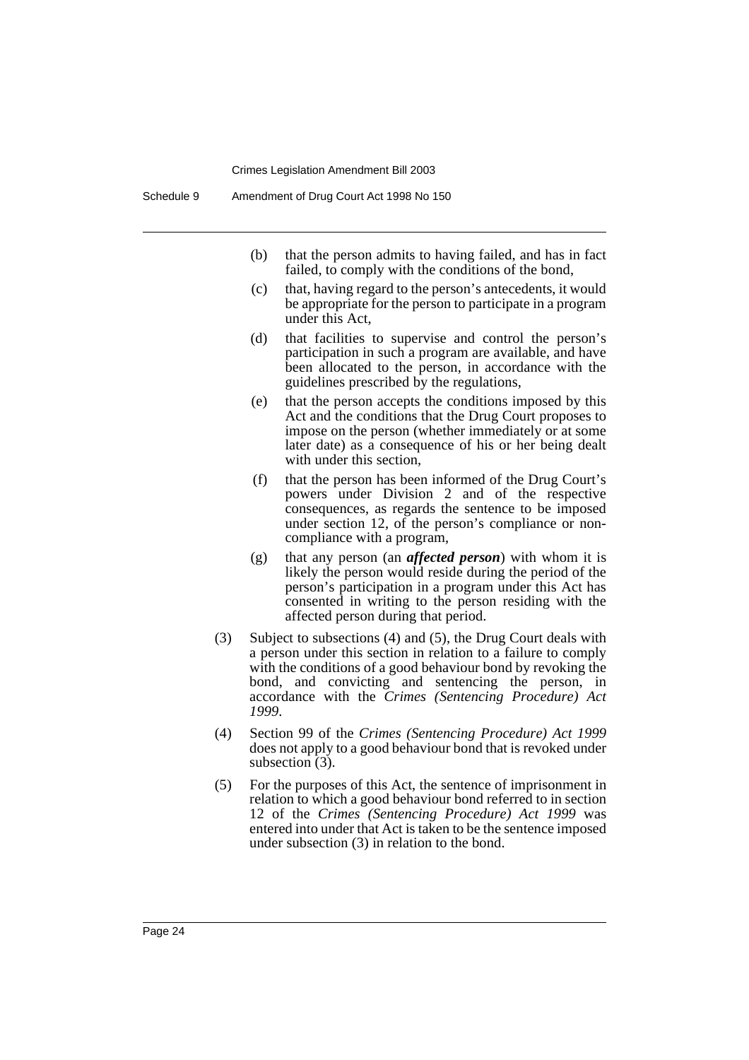(b) that the person admits to having failed, and has in fact failed, to comply with the conditions of the bond,

(c) that, having regard to the person's antecedents, it would be appropriate for the person to participate in a program under this Act,

(d) that facilities to supervise and control the person's participation in such a program are available, and have been allocated to the person, in accordance with the guidelines prescribed by the regulations,

(e) that the person accepts the conditions imposed by this Act and the conditions that the Drug Court proposes to impose on the person (whether immediately or at some later date) as a consequence of his or her being dealt with under this section,

(f) that the person has been informed of the Drug Court's powers under Division 2 and of the respective consequences, as regards the sentence to be imposed under section 12, of the person's compliance or non-compliance with a program,

(g) that any person (an ***affected person***) with whom it is likely the person would reside during the period of the person's participation in a program under this Act has consented in writing to the person residing with the affected person during that period.

(3) Subject to subsections (4) and (5), the Drug Court deals with a person under this section in relation to a failure to comply with the conditions of a good behaviour bond by revoking the bond, and convicting and sentencing the person, in accordance with the *Crimes (Sentencing Procedure) Act 1999*.

(4) Section 99 of the *Crimes (Sentencing Procedure) Act 1999* does not apply to a good behaviour bond that is revoked under subsection (3).

(5) For the purposes of this Act, the sentence of imprisonment in relation to which a good behaviour bond referred to in section 12 of the *Crimes (Sentencing Procedure) Act 1999* was entered into under that Act is taken to be the sentence imposed under subsection (3) in relation to the bond.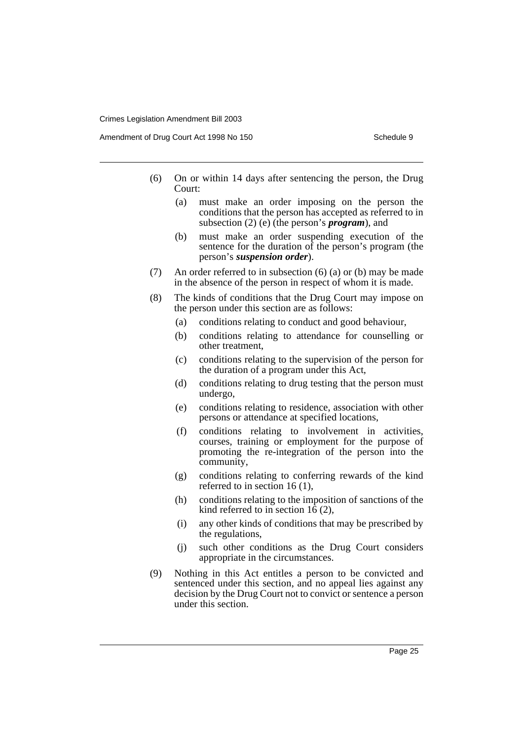(6) On or within 14 days after sentencing the person, the Drug Court:

   (a) must make an order imposing on the person the conditions that the person has accepted as referred to in subsection (2) (e) (the person's ***program***), and

   (b) must make an order suspending execution of the sentence for the duration of the person's program (the person's ***suspension order***).

(7) An order referred to in subsection (6) (a) or (b) may be made in the absence of the person in respect of whom it is made.

(8) The kinds of conditions that the Drug Court may impose on the person under this section are as follows:

   (a) conditions relating to conduct and good behaviour,

   (b) conditions relating to attendance for counselling or other treatment,

   (c) conditions relating to the supervision of the person for the duration of a program under this Act,

   (d) conditions relating to drug testing that the person must undergo,

   (e) conditions relating to residence, association with other persons or attendance at specified locations,

   (f) conditions relating to involvement in activities, courses, training or employment for the purpose of promoting the re-integration of the person into the community,

   (g) conditions relating to conferring rewards of the kind referred to in section 16 (1),

   (h) conditions relating to the imposition of sanctions of the kind referred to in section 16 (2),

   (i) any other kinds of conditions that may be prescribed by the regulations,

   (j) such other conditions as the Drug Court considers appropriate in the circumstances.

(9) Nothing in this Act entitles a person to be convicted and sentenced under this section, and no appeal lies against any decision by the Drug Court not to convict or sentence a person under this section.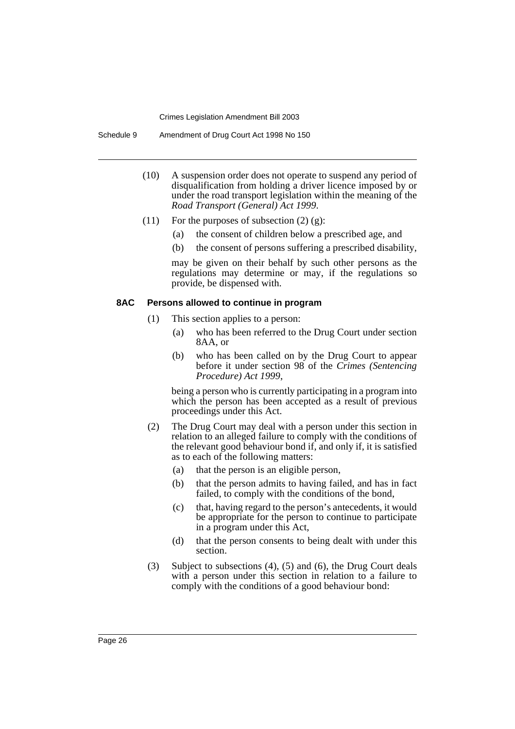(10) A suspension order does not operate to suspend any period of disqualification from holding a driver licence imposed by or under the road transport legislation within the meaning of the *Road Transport (General) Act 1999*.

(11) For the purposes of subsection (2) (g):

(a) the consent of children below a prescribed age, and

(b) the consent of persons suffering a prescribed disability,

may be given on their behalf by such other persons as the regulations may determine or may, if the regulations so provide, be dispensed with.

**8AC Persons allowed to continue in program**

(1) This section applies to a person:

(a) who has been referred to the Drug Court under section 8AA, or

(b) who has been called on by the Drug Court to appear before it under section 98 of the *Crimes (Sentencing Procedure) Act 1999*,

being a person who is currently participating in a program into which the person has been accepted as a result of previous proceedings under this Act.

(2) The Drug Court may deal with a person under this section in relation to an alleged failure to comply with the conditions of the relevant good behaviour bond if, and only if, it is satisfied as to each of the following matters:

(a) that the person is an eligible person,

(b) that the person admits to having failed, and has in fact failed, to comply with the conditions of the bond,

(c) that, having regard to the person's antecedents, it would be appropriate for the person to continue to participate in a program under this Act,

(d) that the person consents to being dealt with under this section.

(3) Subject to subsections (4), (5) and (6), the Drug Court deals with a person under this section in relation to a failure to comply with the conditions of a good behaviour bond: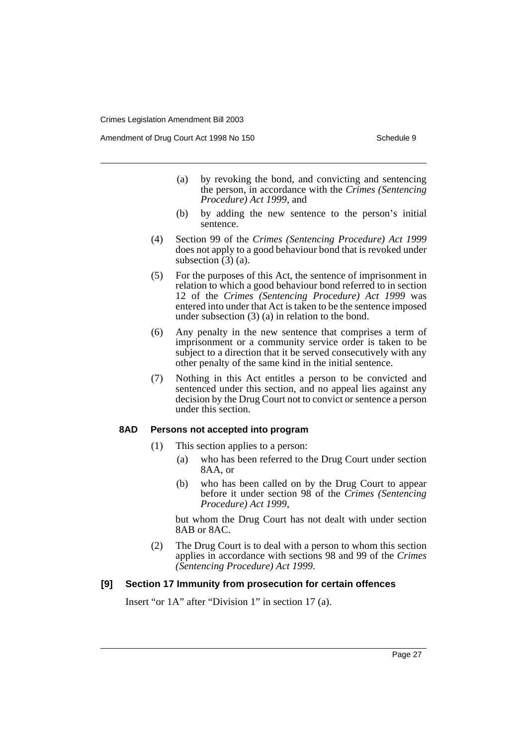(a) by revoking the bond, and convicting and sentencing the person, in accordance with the *Crimes (Sentencing Procedure) Act 1999*, and

(b) by adding the new sentence to the person's initial sentence.

(4) Section 99 of the *Crimes (Sentencing Procedure) Act 1999* does not apply to a good behaviour bond that is revoked under subsection (3) (a).

(5) For the purposes of this Act, the sentence of imprisonment in relation to which a good behaviour bond referred to in section 12 of the *Crimes (Sentencing Procedure) Act 1999* was entered into under that Act is taken to be the sentence imposed under subsection (3) (a) in relation to the bond.

(6) Any penalty in the new sentence that comprises a term of imprisonment or a community service order is taken to be subject to a direction that it be served consecutively with any other penalty of the same kind in the initial sentence.

(7) Nothing in this Act entitles a person to be convicted and sentenced under this section, and no appeal lies against any decision by the Drug Court not to convict or sentence a person under this section.

**8AD Persons not accepted into program**

(1) This section applies to a person:

(a) who has been referred to the Drug Court under section 8AA, or

(b) who has been called on by the Drug Court to appear before it under section 98 of the *Crimes (Sentencing Procedure) Act 1999*,

but whom the Drug Court has not dealt with under section 8AB or 8AC.

(2) The Drug Court is to deal with a person to whom this section applies in accordance with sections 98 and 99 of the *Crimes (Sentencing Procedure) Act 1999*.

### [9] Section 17 Immunity from prosecution for certain offences

Insert "or 1A" after "Division 1" in section 17 (a).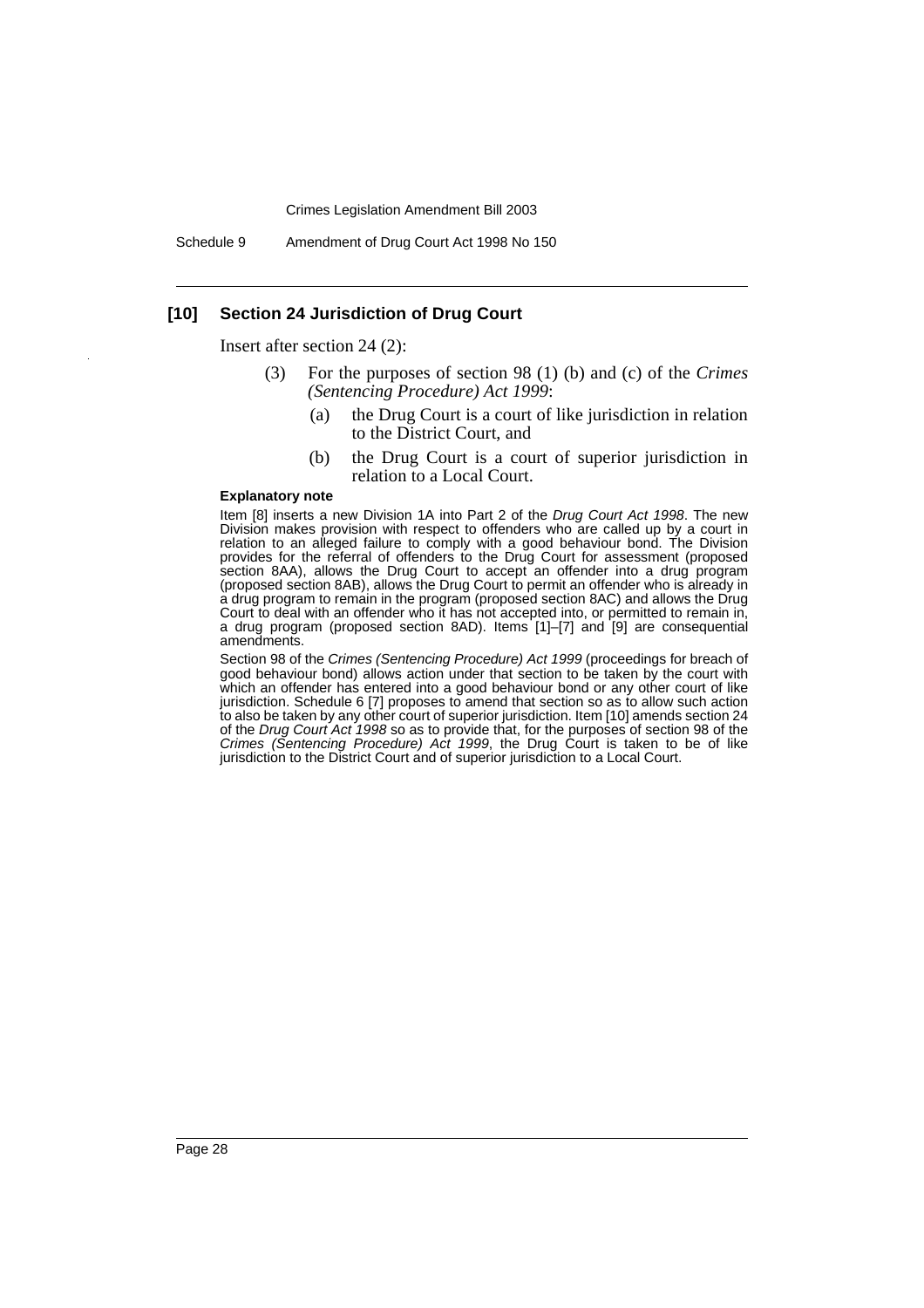### [10] Section 24 Jurisdiction of Drug Court

Insert after section 24 (2):

(3) For the purposes of section 98 (1) (b) and (c) of the *Crimes (Sentencing Procedure) Act 1999*:

(a) the Drug Court is a court of like jurisdiction in relation to the District Court, and

(b) the Drug Court is a court of superior jurisdiction in relation to a Local Court.

**Explanatory note**

Item [8] inserts a new Division 1A into Part 2 of the *Drug Court Act 1998*. The new Division makes provision with respect to offenders who are called up by a court in relation to an alleged failure to comply with a good behaviour bond. The Division provides for the referral of offenders to the Drug Court for assessment (proposed section 8AA), allows the Drug Court to accept an offender into a drug program (proposed section 8AB), allows the Drug Court to permit an offender who is already in a drug program to remain in the program (proposed section 8AC) and allows the Drug Court to deal with an offender who it has not accepted into, or permitted to remain in, a drug program (proposed section 8AD). Items [1]–[7] and [9] are consequential amendments.

Section 98 of the *Crimes (Sentencing Procedure) Act 1999* (proceedings for breach of good behaviour bond) allows action under that section to be taken by the court with which an offender has entered into a good behaviour bond or any other court of like jurisdiction. Schedule 6 [7] proposes to amend that section so as to allow such action to also be taken by any other court of superior jurisdiction. Item [10] amends section 24 of the *Drug Court Act 1998* so as to provide that, for the purposes of section 98 of the *Crimes (Sentencing Procedure) Act 1999*, the Drug Court is taken to be of like jurisdiction to the District Court and of superior jurisdiction to a Local Court.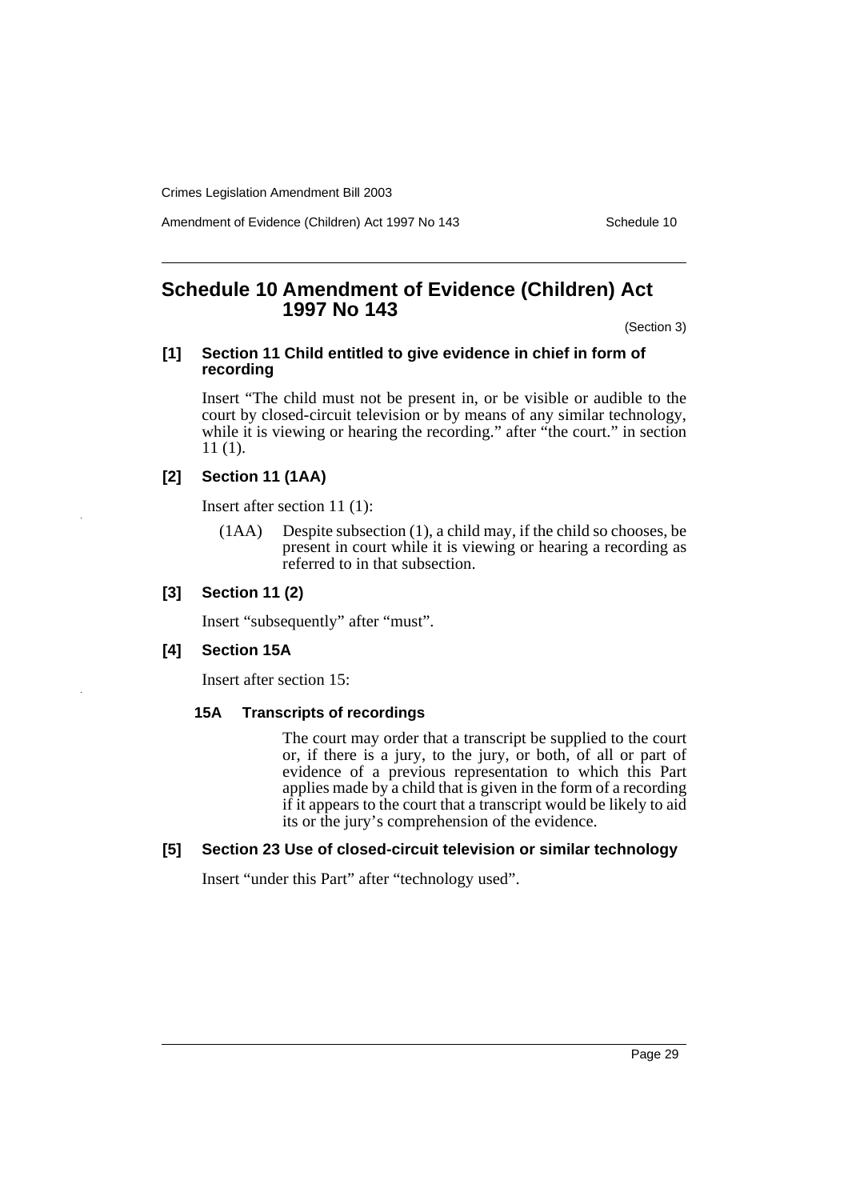# Schedule 10 Amendment of Evidence (Children) Act 1997 No 143

(Section 3)

### [1] Section 11 Child entitled to give evidence in chief in form of recording

Insert "The child must not be present in, or be visible or audible to the court by closed-circuit television or by means of any similar technology, while it is viewing or hearing the recording." after "the court." in section 11 (1).

### [2] Section 11 (1AA)

Insert after section 11 (1):

(1AA) Despite subsection (1), a child may, if the child so chooses, be present in court while it is viewing or hearing a recording as referred to in that subsection.

### [3] Section 11 (2)

Insert "subsequently" after "must".

### [4] Section 15A

Insert after section 15:

#### 15A Transcripts of recordings

The court may order that a transcript be supplied to the court or, if there is a jury, to the jury, or both, of all or part of evidence of a previous representation to which this Part applies made by a child that is given in the form of a recording if it appears to the court that a transcript would be likely to aid its or the jury's comprehension of the evidence.

### [5] Section 23 Use of closed-circuit television or similar technology

Insert "under this Part" after "technology used".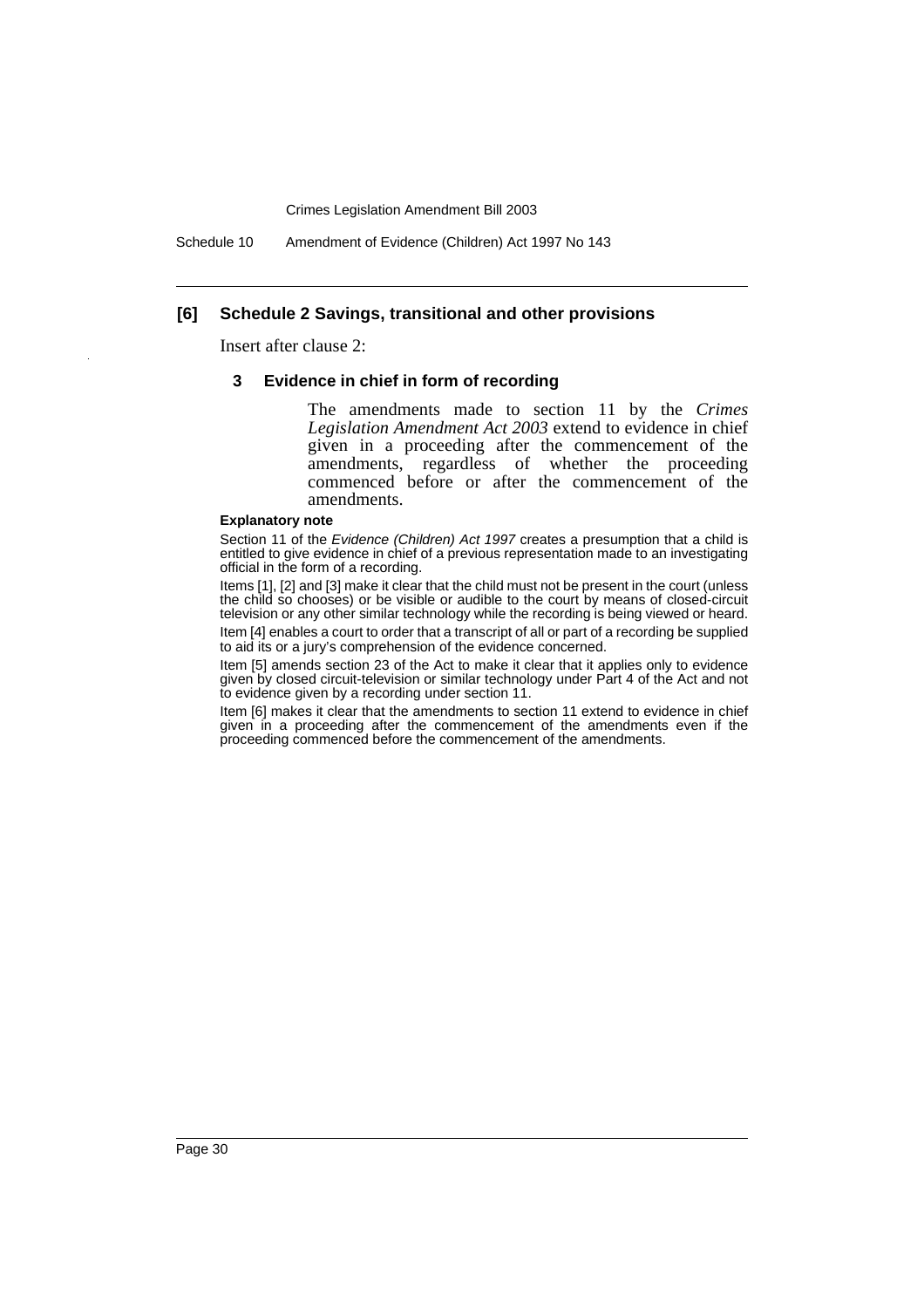### [6] Schedule 2 Savings, transitional and other provisions

Insert after clause 2:

#### 3 Evidence in chief in form of recording

The amendments made to section 11 by the *Crimes Legislation Amendment Act 2003* extend to evidence in chief given in a proceeding after the commencement of the amendments, regardless of whether the proceeding commenced before or after the commencement of the amendments.

**Explanatory note**

Section 11 of the *Evidence (Children) Act 1997* creates a presumption that a child is entitled to give evidence in chief of a previous representation made to an investigating official in the form of a recording.

Items [1], [2] and [3] make it clear that the child must not be present in the court (unless the child so chooses) or be visible or audible to the court by means of closed-circuit television or any other similar technology while the recording is being viewed or heard.

Item [4] enables a court to order that a transcript of all or part of a recording be supplied to aid its or a jury's comprehension of the evidence concerned.

Item [5] amends section 23 of the Act to make it clear that it applies only to evidence given by closed circuit-television or similar technology under Part 4 of the Act and not to evidence given by a recording under section 11.

Item [6] makes it clear that the amendments to section 11 extend to evidence in chief given in a proceeding after the commencement of the amendments even if the proceeding commenced before the commencement of the amendments.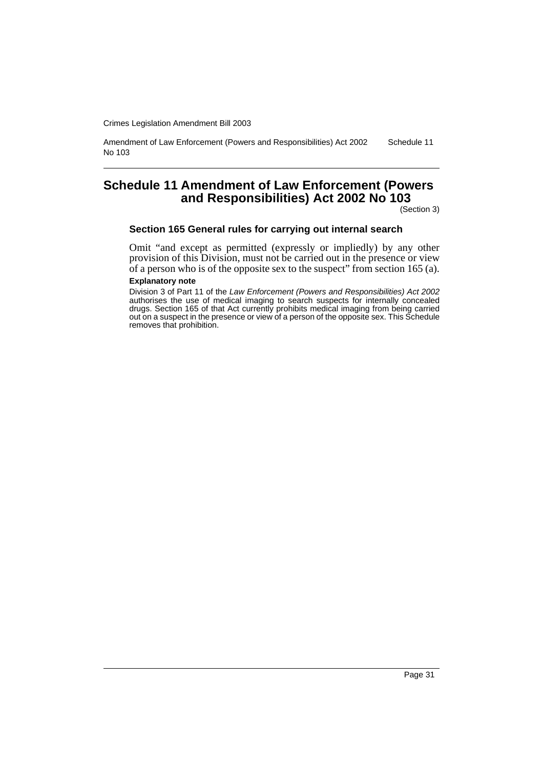# Schedule 11 Amendment of Law Enforcement (Powers and Responsibilities) Act 2002 No 103

(Section 3)

### Section 165 General rules for carrying out internal search

Omit "and except as permitted (expressly or impliedly) by any other provision of this Division, must not be carried out in the presence or view of a person who is of the opposite sex to the suspect" from section 165 (a).

**Explanatory note**

Division 3 of Part 11 of the *Law Enforcement (Powers and Responsibilities) Act 2002* authorises the use of medical imaging to search suspects for internally concealed drugs. Section 165 of that Act currently prohibits medical imaging from being carried out on a suspect in the presence or view of a person of the opposite sex. This Schedule removes that prohibition.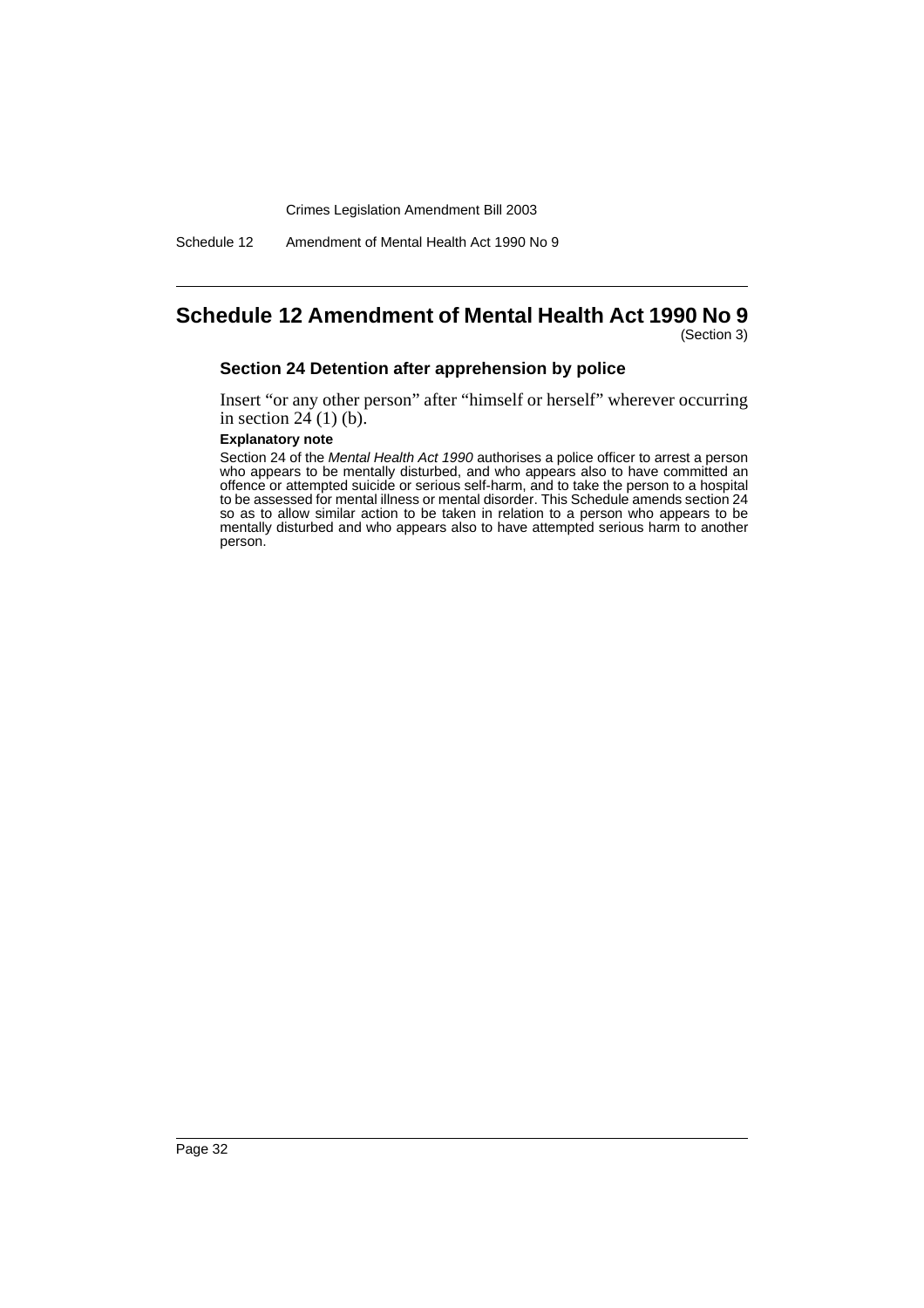# Schedule 12 Amendment of Mental Health Act 1990 No 9

(Section 3)

### Section 24 Detention after apprehension by police

Insert "or any other person" after "himself or herself" wherever occurring in section 24 (1) (b).

**Explanatory note**

Section 24 of the *Mental Health Act 1990* authorises a police officer to arrest a person who appears to be mentally disturbed, and who appears also to have committed an offence or attempted suicide or serious self-harm, and to take the person to a hospital to be assessed for mental illness or mental disorder. This Schedule amends section 24 so as to allow similar action to be taken in relation to a person who appears to be mentally disturbed and who appears also to have attempted serious harm to another person.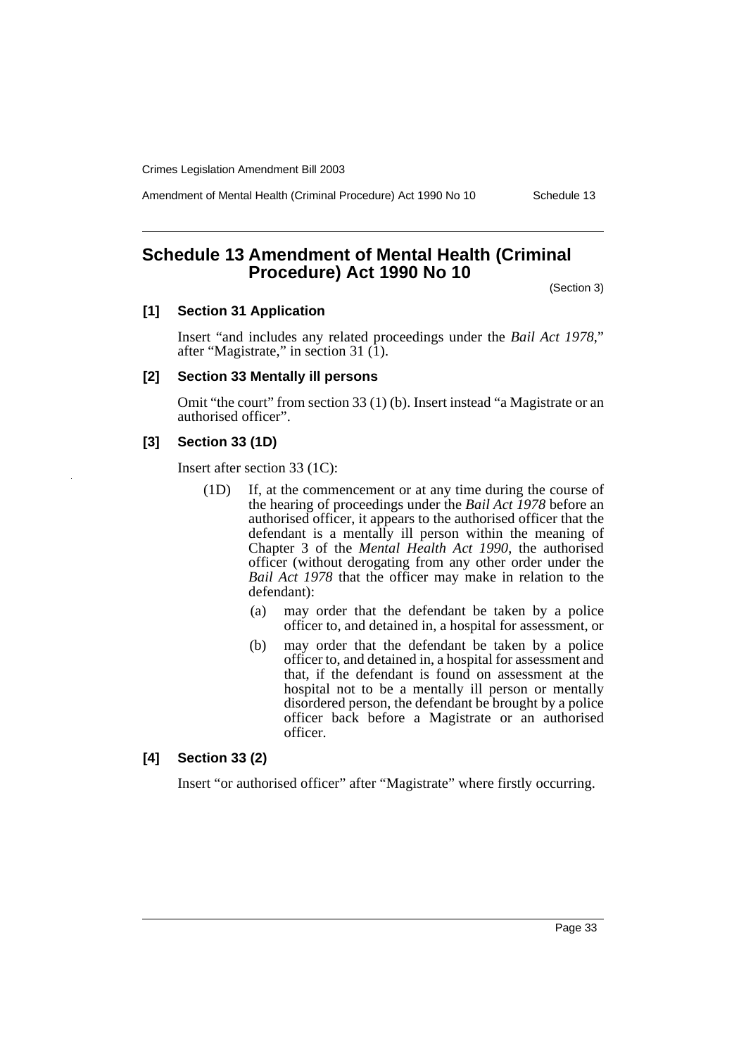# Schedule 13 Amendment of Mental Health (Criminal Procedure) Act 1990 No 10

(Section 3)

### [1] Section 31 Application

Insert "and includes any related proceedings under the *Bail Act 1978*," after "Magistrate," in section 31 (1).

### [2] Section 33 Mentally ill persons

Omit "the court" from section 33 (1) (b). Insert instead "a Magistrate or an authorised officer".

### [3] Section 33 (1D)

Insert after section 33 (1C):

> (1D) If, at the commencement or at any time during the course of the hearing of proceedings under the *Bail Act 1978* before an authorised officer, it appears to the authorised officer that the defendant is a mentally ill person within the meaning of Chapter 3 of the *Mental Health Act 1990*, the authorised officer (without derogating from any other order under the *Bail Act 1978* that the officer may make in relation to the defendant):
>
> (a) may order that the defendant be taken by a police officer to, and detained in, a hospital for assessment, or
>
> (b) may order that the defendant be taken by a police officer to, and detained in, a hospital for assessment and that, if the defendant is found on assessment at the hospital not to be a mentally ill person or mentally disordered person, the defendant be brought by a police officer back before a Magistrate or an authorised officer.

### [4] Section 33 (2)

Insert "or authorised officer" after "Magistrate" where firstly occurring.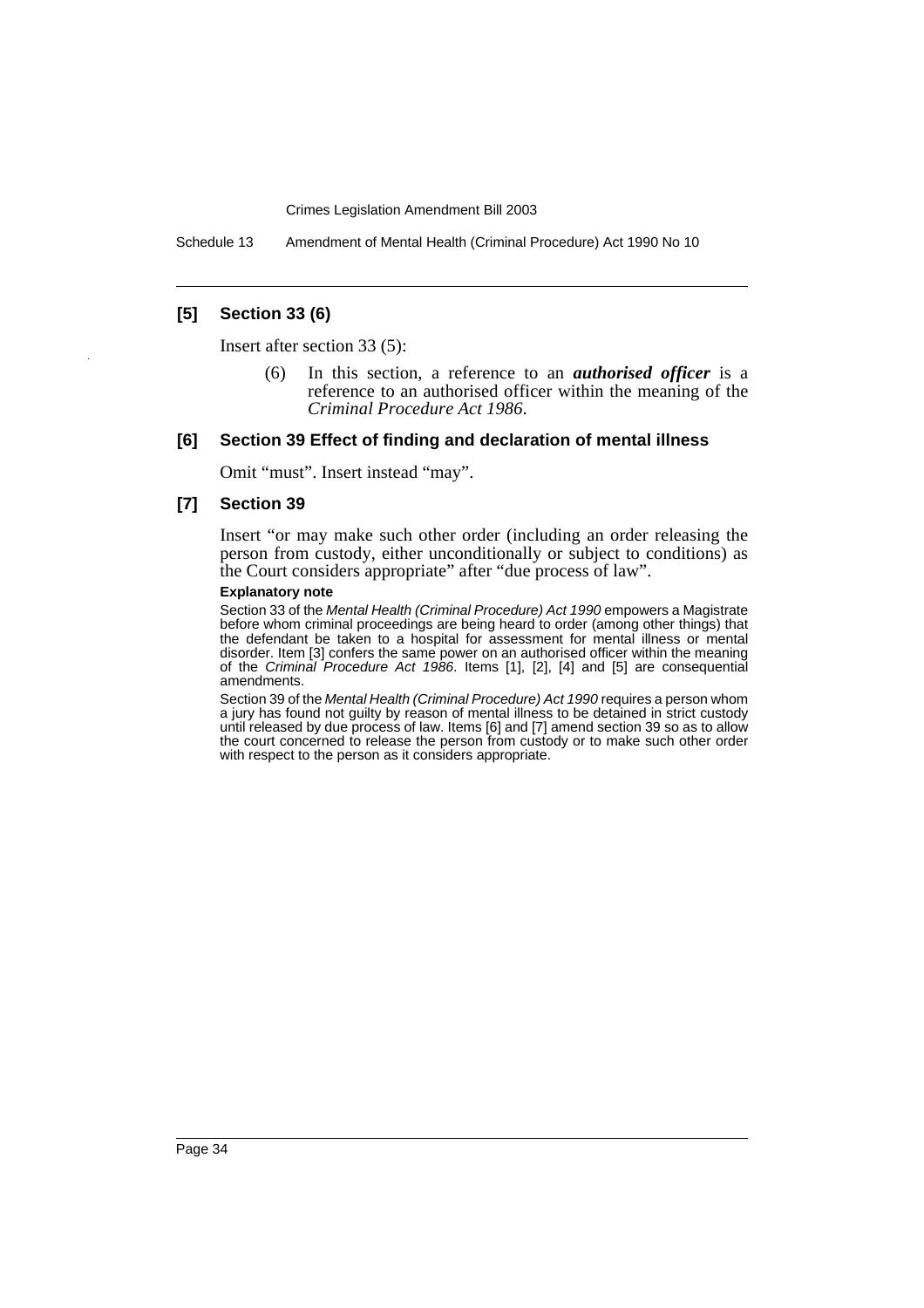### [5] Section 33 (6)

Insert after section 33 (5):

> (6) In this section, a reference to an ***authorised officer*** is a reference to an authorised officer within the meaning of the *Criminal Procedure Act 1986*.

### [6] Section 39 Effect of finding and declaration of mental illness

Omit "must". Insert instead "may".

### [7] Section 39

Insert "or may make such other order (including an order releasing the person from custody, either unconditionally or subject to conditions) as the Court considers appropriate" after "due process of law".

**Explanatory note**

Section 33 of the *Mental Health (Criminal Procedure) Act 1990* empowers a Magistrate before whom criminal proceedings are being heard to order (among other things) that the defendant be taken to a hospital for assessment for mental illness or mental disorder. Item [3] confers the same power on an authorised officer within the meaning of the *Criminal Procedure Act 1986*. Items [1], [2], [4] and [5] are consequential amendments.

Section 39 of the *Mental Health (Criminal Procedure) Act 1990* requires a person whom a jury has found not guilty by reason of mental illness to be detained in strict custody until released by due process of law. Items [6] and [7] amend section 39 so as to allow the court concerned to release the person from custody or to make such other order with respect to the person as it considers appropriate.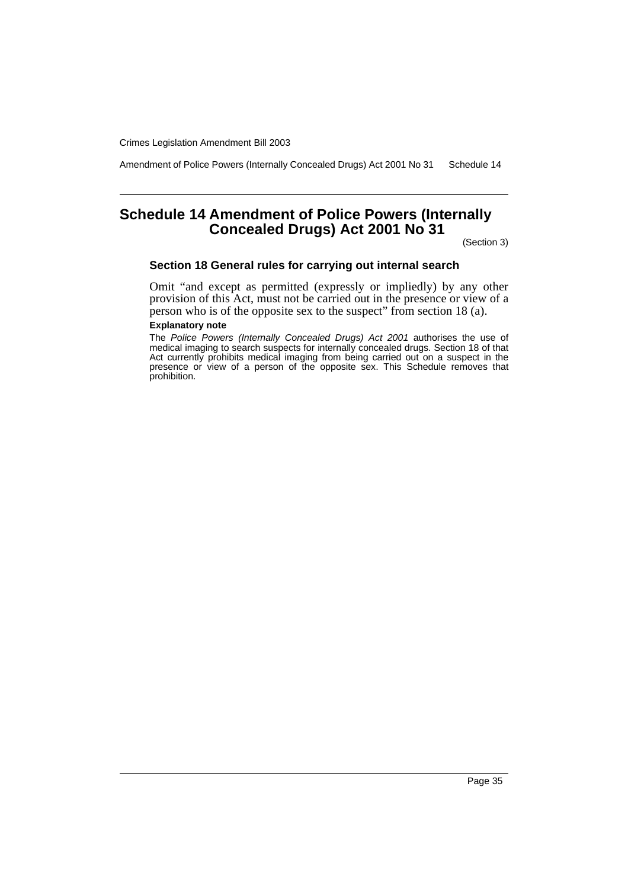# Schedule 14 Amendment of Police Powers (Internally Concealed Drugs) Act 2001 No 31

(Section 3)

### Section 18 General rules for carrying out internal search

Omit "and except as permitted (expressly or impliedly) by any other provision of this Act, must not be carried out in the presence or view of a person who is of the opposite sex to the suspect" from section 18 (a).

**Explanatory note**

The *Police Powers (Internally Concealed Drugs) Act 2001* authorises the use of medical imaging to search suspects for internally concealed drugs. Section 18 of that Act currently prohibits medical imaging from being carried out on a suspect in the presence or view of a person of the opposite sex. This Schedule removes that prohibition.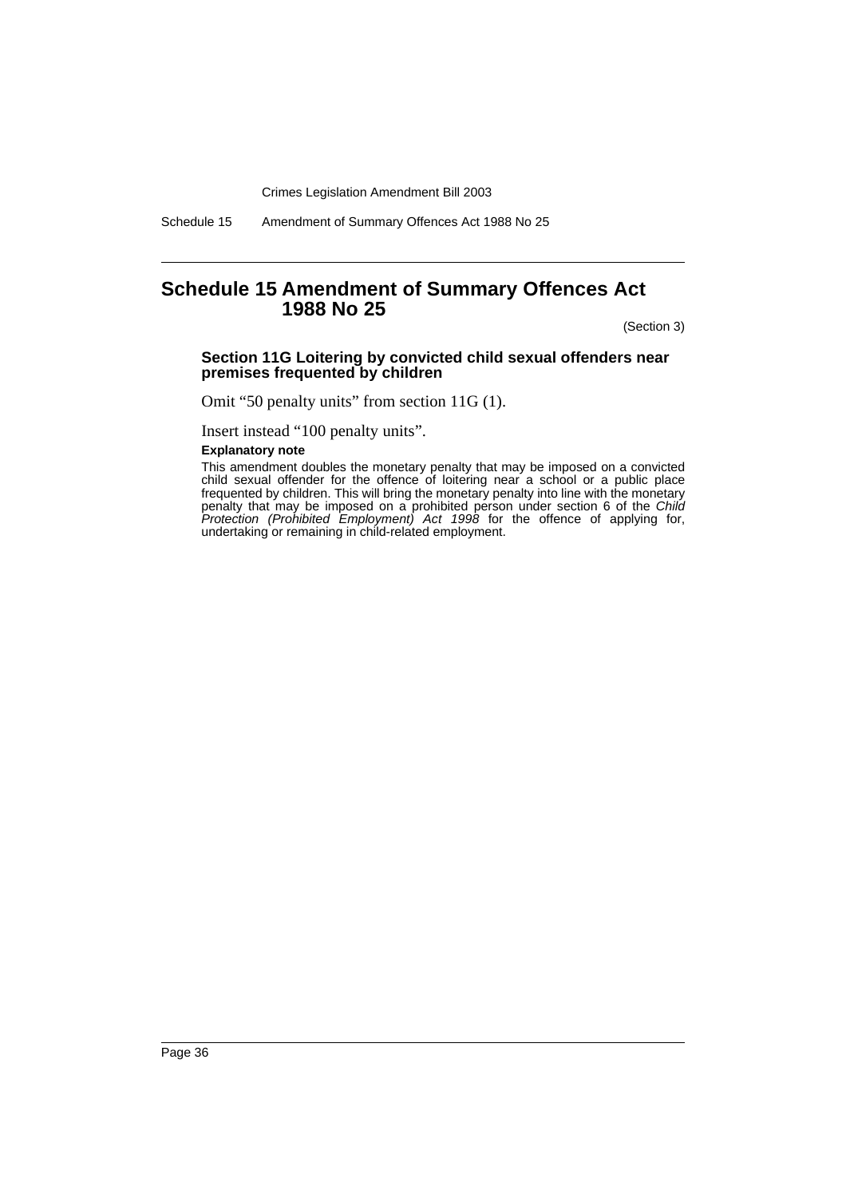# Schedule 15 Amendment of Summary Offences Act 1988 No 25

(Section 3)

### Section 11G Loitering by convicted child sexual offenders near premises frequented by children

Omit "50 penalty units" from section 11G (1).

Insert instead "100 penalty units".

**Explanatory note**

This amendment doubles the monetary penalty that may be imposed on a convicted child sexual offender for the offence of loitering near a school or a public place frequented by children. This will bring the monetary penalty into line with the monetary penalty that may be imposed on a prohibited person under section 6 of the *Child Protection (Prohibited Employment) Act 1998* for the offence of applying for, undertaking or remaining in child-related employment.